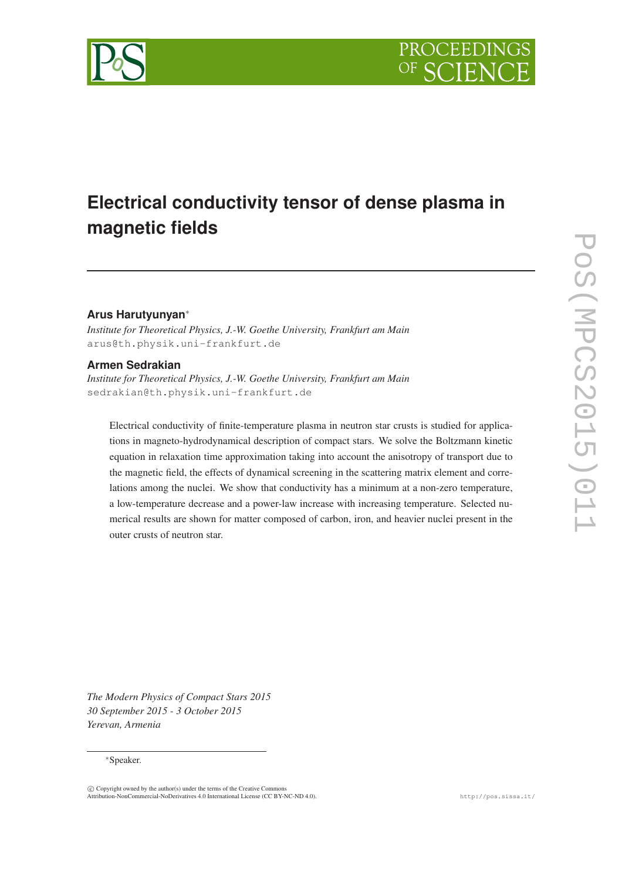# Electrical conductivity tensor of dense plasma in magnetic fields

**Arus Harutyunyan**[*]

*Institute for Theoretical Physics, J.-W. Goethe University, Frankfurt am Main*
arus@th.physik.uni-frankfurt.de

**Armen Sedrakian**

*Institute for Theoretical Physics, J.-W. Goethe University, Frankfurt am Main*
sedrakian@th.physik.uni-frankfurt.de

Electrical conductivity of finite-temperature plasma in neutron star crusts is studied for applications in magneto-hydrodynamical description of compact stars. We solve the Boltzmann kinetic equation in relaxation time approximation taking into account the anisotropy of transport due to the magnetic field, the effects of dynamical screening in the scattering matrix element and correlations among the nuclei. We show that conductivity has a minimum at a non-zero temperature, a low-temperature decrease and a power-law increase with increasing temperature. Selected numerical results are shown for matter composed of carbon, iron, and heavier nuclei present in the outer crusts of neutron star.

*The Modern Physics of Compact Stars 2015*
*30 September 2015 - 3 October 2015*
*Yerevan, Armenia*

[*] Speaker.

© Copyright owned by the author(s) under the terms of the Creative Commons Attribution-NonCommercial-NoDerivatives 4.0 International License (CC BY-NC-ND 4.0).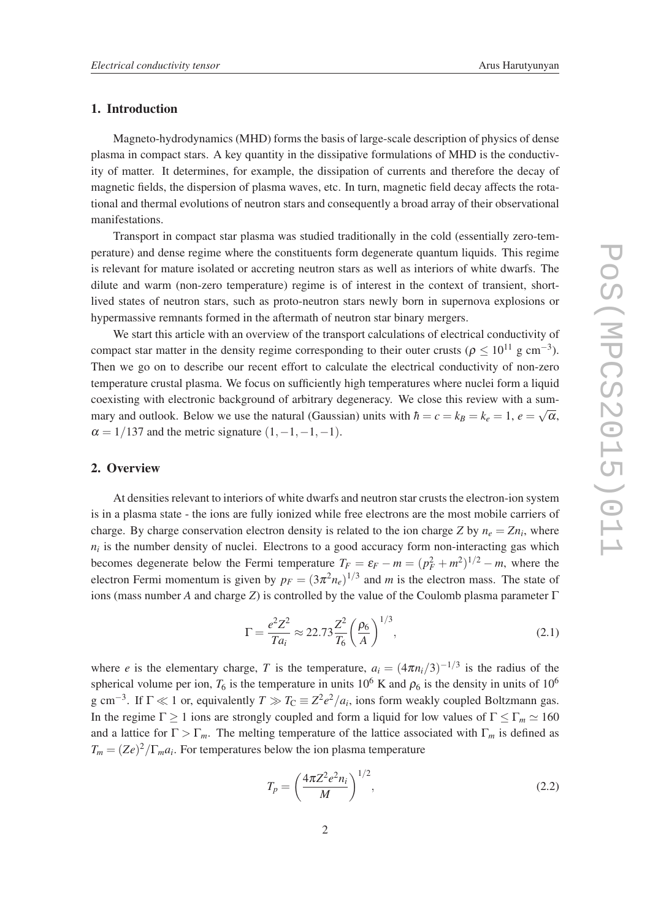## 1. Introduction

Magneto-hydrodynamics (MHD) forms the basis of large-scale description of physics of dense plasma in compact stars. A key quantity in the dissipative formulations of MHD is the conductivity of matter. It determines, for example, the dissipation of currents and therefore the decay of magnetic fields, the dispersion of plasma waves, etc. In turn, magnetic field decay affects the rotational and thermal evolutions of neutron stars and consequently a broad array of their observational manifestations.

Transport in compact star plasma was studied traditionally in the cold (essentially zero-temperature) and dense regime where the constituents form degenerate quantum liquids. This regime is relevant for mature isolated or accreting neutron stars as well as interiors of white dwarfs. The dilute and warm (non-zero temperature) regime is of interest in the context of transient, short-lived states of neutron stars, such as proto-neutron stars newly born in supernova explosions or hypermassive remnants formed in the aftermath of neutron star binary mergers.

We start this article with an overview of the transport calculations of electrical conductivity of compact star matter in the density regime corresponding to their outer crusts ($\rho \leq 10^{11}$ g cm$^{-3}$). Then we go on to describe our recent effort to calculate the electrical conductivity of non-zero temperature crustal plasma. We focus on sufficiently high temperatures where nuclei form a liquid coexisting with electronic background of arbitrary degeneracy. We close this review with a summary and outlook. Below we use the natural (Gaussian) units with $\hbar = c = k_B = k_e = 1$, $e = \sqrt{\alpha}$, $\alpha = 1/137$ and the metric signature $(1,-1,-1,-1)$.

## 2. Overview

At densities relevant to interiors of white dwarfs and neutron star crusts the electron-ion system is in a plasma state - the ions are fully ionized while free electrons are the most mobile carriers of charge. By charge conservation electron density is related to the ion charge $Z$ by $n_e = Zn_i$, where $n_i$ is the number density of nuclei. Electrons to a good accuracy form non-interacting gas which becomes degenerate below the Fermi temperature $T_F = \varepsilon_F - m = (p_F^2 + m^2)^{1/2} - m$, where the electron Fermi momentum is given by $p_F = (3\pi^2 n_e)^{1/3}$ and $m$ is the electron mass. The state of ions (mass number $A$ and charge $Z$) is controlled by the value of the Coulomb plasma parameter $\Gamma$

$$\Gamma = \frac{e^2 Z^2}{T a_i} \approx 22.73 \frac{Z^2}{T_6} \left(\frac{\rho_6}{A}\right)^{1/3}, \tag{2.1}$$

where $e$ is the elementary charge, $T$ is the temperature, $a_i = (4\pi n_i/3)^{-1/3}$ is the radius of the spherical volume per ion, $T_6$ is the temperature in units $10^6$ K and $\rho_6$ is the density in units of $10^6$ g cm$^{-3}$. If $\Gamma \ll 1$ or, equivalently $T \gg T_C \equiv Z^2 e^2/a_i$, ions form weakly coupled Boltzmann gas. In the regime $\Gamma \geq 1$ ions are strongly coupled and form a liquid for low values of $\Gamma \leq \Gamma_m \simeq 160$ and a lattice for $\Gamma > \Gamma_m$. The melting temperature of the lattice associated with $\Gamma_m$ is defined as $T_m = (Ze)^2/\Gamma_m a_i$. For temperatures below the ion plasma temperature

$$T_p = \left(\frac{4\pi Z^2 e^2 n_i}{M}\right)^{1/2}, \tag{2.2}$$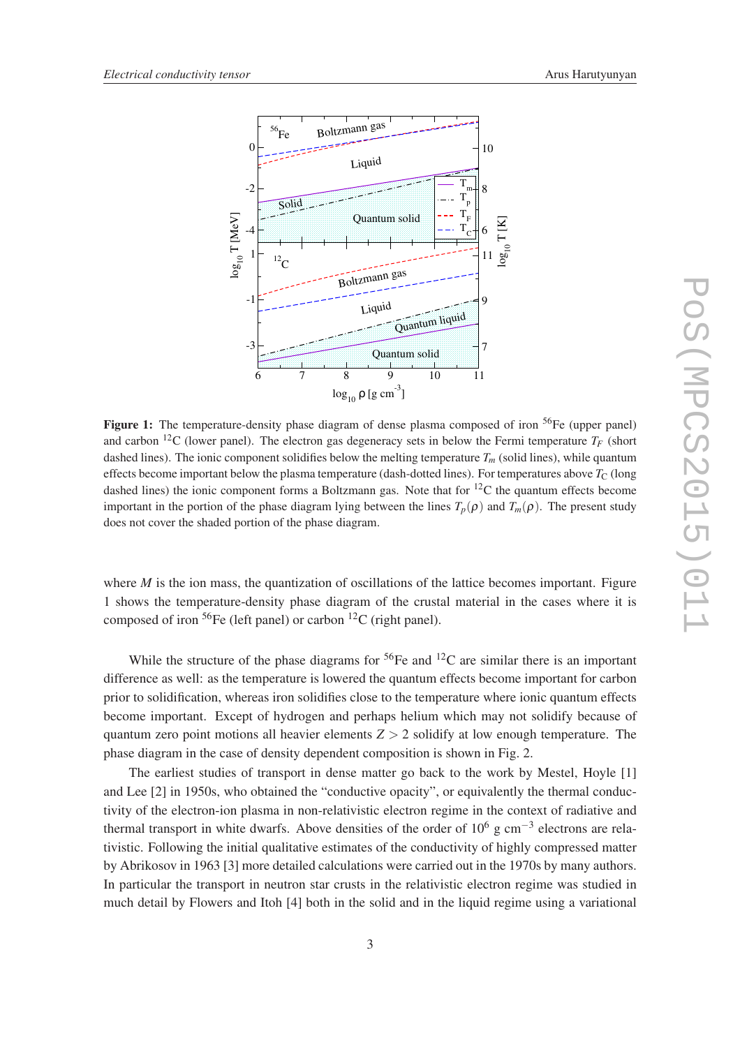**Figure 1:** The temperature-density phase diagram of dense plasma composed of iron $^{56}$Fe (upper panel) and carbon $^{12}$C (lower panel). The electron gas degeneracy sets in below the Fermi temperature $T_F$ (short dashed lines). The ionic component solidifies below the melting temperature $T_m$ (solid lines), while quantum effects become important below the plasma temperature (dash-dotted lines). For temperatures above $T_C$ (long dashed lines) the ionic component forms a Boltzmann gas. Note that for $^{12}$C the quantum effects become important in the portion of the phase diagram lying between the lines $T_p(\rho)$ and $T_m(\rho)$. The present study does not cover the shaded portion of the phase diagram.

where $M$ is the ion mass, the quantization of oscillations of the lattice becomes important. Figure 1 shows the temperature-density phase diagram of the crustal material in the cases where it is composed of iron $^{56}$Fe (left panel) or carbon $^{12}$C (right panel).

While the structure of the phase diagrams for $^{56}$Fe and $^{12}$C are similar there is an important difference as well: as the temperature is lowered the quantum effects become important for carbon prior to solidification, whereas iron solidifies close to the temperature where ionic quantum effects become important. Except of hydrogen and perhaps helium which may not solidify because of quantum zero point motions all heavier elements $Z > 2$ solidify at low enough temperature. The phase diagram in the case of density dependent composition is shown in Fig. 2.

The earliest studies of transport in dense matter go back to the work by Mestel, Hoyle [1] and Lee [2] in 1950s, who obtained the "conductive opacity", or equivalently the thermal conductivity of the electron-ion plasma in non-relativistic electron regime in the context of radiative and thermal transport in white dwarfs. Above densities of the order of $10^6$ g cm$^{-3}$ electrons are relativistic. Following the initial qualitative estimates of the conductivity of highly compressed matter by Abrikosov in 1963 [3] more detailed calculations were carried out in the 1970s by many authors. In particular the transport in neutron star crusts in the relativistic electron regime was studied in much detail by Flowers and Itoh [4] both in the solid and in the liquid regime using a variational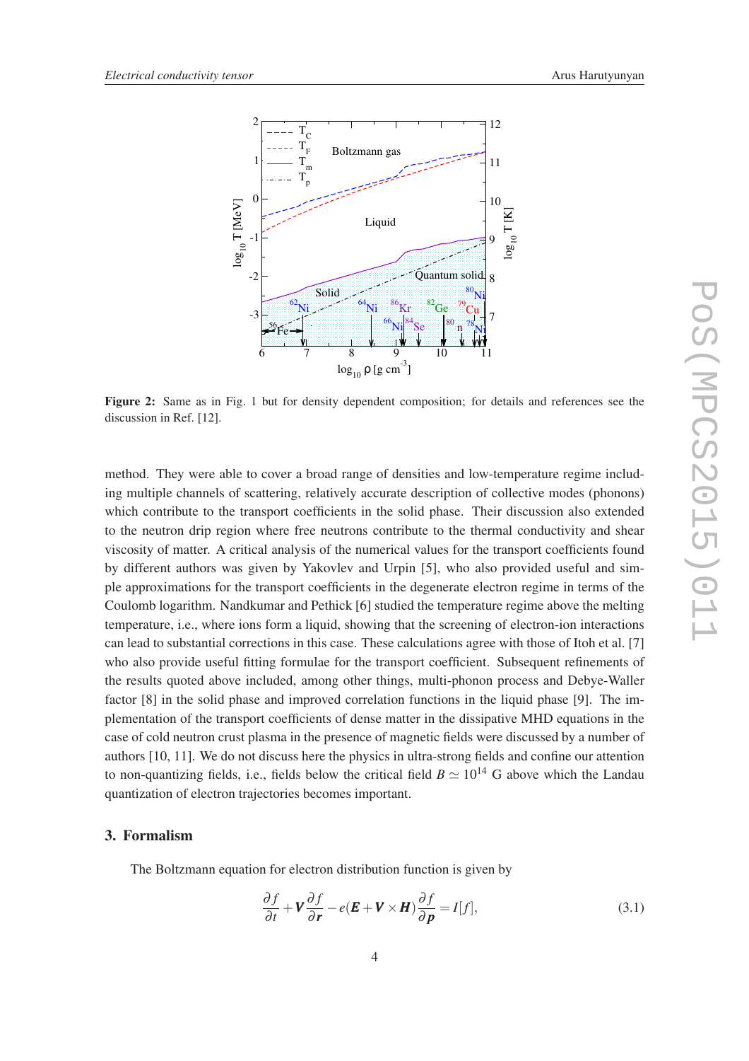**Figure 2:** Same as in Fig. 1 but for density dependent composition; for details and references see the discussion in Ref. [12].

method. They were able to cover a broad range of densities and low-temperature regime including multiple channels of scattering, relatively accurate description of collective modes (phonons) which contribute to the transport coefficients in the solid phase. Their discussion also extended to the neutron drip region where free neutrons contribute to the thermal conductivity and shear viscosity of matter. A critical analysis of the numerical values for the transport coefficients found by different authors was given by Yakovlev and Urpin [5], who also provided useful and simple approximations for the transport coefficients in the degenerate electron regime in terms of the Coulomb logarithm. Nandkumar and Pethick [6] studied the temperature regime above the melting temperature, i.e., where ions form a liquid, showing that the screening of electron-ion interactions can lead to substantial corrections in this case. These calculations agree with those of Itoh et al. [7] who also provide useful fitting formulae for the transport coefficient. Subsequent refinements of the results quoted above included, among other things, multi-phonon process and Debye-Waller factor [8] in the solid phase and improved correlation functions in the liquid phase [9]. The implementation of the transport coefficients of dense matter in the dissipative MHD equations in the case of cold neutron crust plasma in the presence of magnetic fields were discussed by a number of authors [10, 11]. We do not discuss here the physics in ultra-strong fields and confine our attention to non-quantizing fields, i.e., fields below the critical field $B \simeq 10^{14}$ G above which the Landau quantization of electron trajectories becomes important.

## 3. Formalism

The Boltzmann equation for electron distribution function is given by

$$\frac{\partial f}{\partial t} + \boldsymbol{V}\frac{\partial f}{\partial \boldsymbol{r}} - e(\boldsymbol{E} + \boldsymbol{V} \times \boldsymbol{H})\frac{\partial f}{\partial \boldsymbol{p}} = I[f], \tag{3.1}$$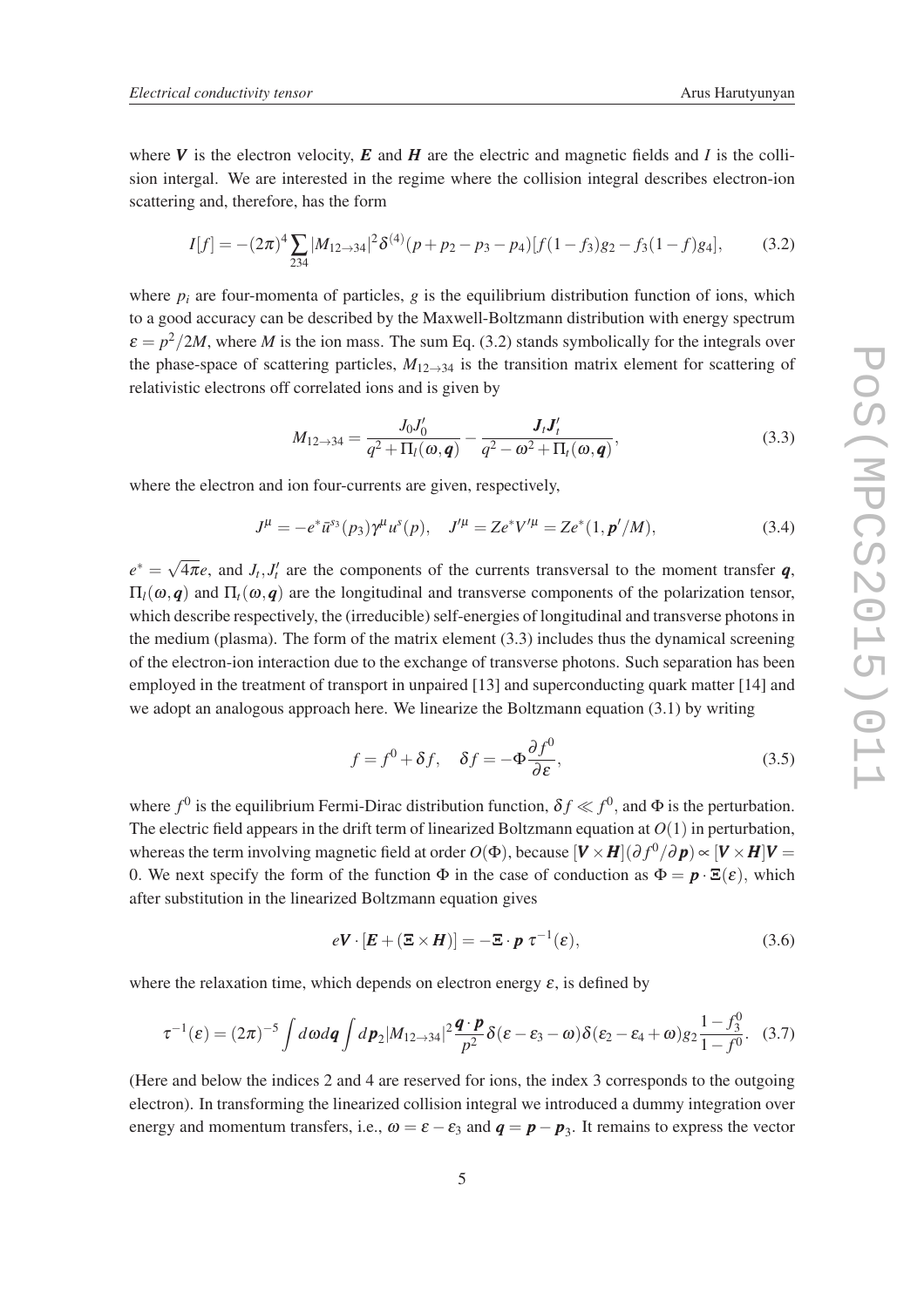where $\boldsymbol{V}$ is the electron velocity, $\boldsymbol{E}$ and $\boldsymbol{H}$ are the electric and magnetic fields and $I$ is the collision intergal. We are interested in the regime where the collision integral describes electron-ion scattering and, therefore, has the form

$$I[f] = -(2\pi)^4 \sum_{234} |M_{12\to 34}|^2 \delta^{(4)}(p + p_2 - p_3 - p_4)[f(1-f_3)g_2 - f_3(1-f)g_4], \tag{3.2}$$

where $p_i$ are four-momenta of particles, $g$ is the equilibrium distribution function of ions, which to a good accuracy can be described by the Maxwell-Boltzmann distribution with energy spectrum $\varepsilon = p^2/2M$, where $M$ is the ion mass. The sum Eq. (3.2) stands symbolically for the integrals over the phase-space of scattering particles, $M_{12\to 34}$ is the transition matrix element for scattering of relativistic electrons off correlated ions and is given by

$$M_{12\to 34} = \frac{J_0 J_0'}{q^2 + \Pi_l(\omega, \boldsymbol{q})} - \frac{\boldsymbol{J}_t \boldsymbol{J}_t'}{q^2 - \omega^2 + \Pi_t(\omega, \boldsymbol{q})}, \tag{3.3}$$

where the electron and ion four-currents are given, respectively,

$$J^\mu = -e^* \bar{u}^{s_3}(p_3)\gamma^\mu u^s(p), \quad J'^\mu = Ze^* V'^\mu = Ze^*(1, \boldsymbol{p}'/M), \tag{3.4}$$

$e^* = \sqrt{4\pi}e$, and $J_t, J_t'$ are the components of the currents transversal to the moment transfer $\boldsymbol{q}$, $\Pi_l(\omega, \boldsymbol{q})$ and $\Pi_t(\omega, \boldsymbol{q})$ are the longitudinal and transverse components of the polarization tensor, which describe respectively, the (irreducible) self-energies of longitudinal and transverse photons in the medium (plasma). The form of the matrix element (3.3) includes thus the dynamical screening of the electron-ion interaction due to the exchange of transverse photons. Such separation has been employed in the treatment of transport in unpaired [13] and superconducting quark matter [14] and we adopt an analogous approach here. We linearize the Boltzmann equation (3.1) by writing

$$f = f^0 + \delta f, \quad \delta f = -\Phi \frac{\partial f^0}{\partial \varepsilon}, \tag{3.5}$$

where $f^0$ is the equilibrium Fermi-Dirac distribution function, $\delta f \ll f^0$, and $\Phi$ is the perturbation. The electric field appears in the drift term of linearized Boltzmann equation at $O(1)$ in perturbation, whereas the term involving magnetic field at order $O(\Phi)$, because $[\boldsymbol{V} \times \boldsymbol{H}](\partial f^0/\partial \boldsymbol{p}) \propto [\boldsymbol{V} \times \boldsymbol{H}]\boldsymbol{V} = 0$. We next specify the form of the function $\Phi$ in the case of conduction as $\Phi = \boldsymbol{p} \cdot \boldsymbol{\Xi}(\varepsilon)$, which after substitution in the linearized Boltzmann equation gives

$$e\boldsymbol{V} \cdot [\boldsymbol{E} + (\boldsymbol{\Xi} \times \boldsymbol{H})] = -\boldsymbol{\Xi} \cdot \boldsymbol{p}\, \tau^{-1}(\varepsilon), \tag{3.6}$$

where the relaxation time, which depends on electron energy $\varepsilon$, is defined by

$$\tau^{-1}(\varepsilon) = (2\pi)^{-5} \int d\omega d\boldsymbol{q} \int d\boldsymbol{p}_2 |M_{12\to 34}|^2 \frac{\boldsymbol{q} \cdot \boldsymbol{p}}{p^2} \delta(\varepsilon - \varepsilon_3 - \omega)\delta(\varepsilon_2 - \varepsilon_4 + \omega) g_2 \frac{1 - f_3^0}{1 - f^0}. \tag{3.7}$$

(Here and below the indices 2 and 4 are reserved for ions, the index 3 corresponds to the outgoing electron). In transforming the linearized collision integral we introduced a dummy integration over energy and momentum transfers, i.e., $\omega = \varepsilon - \varepsilon_3$ and $\boldsymbol{q} = \boldsymbol{p} - \boldsymbol{p}_3$. It remains to express the vector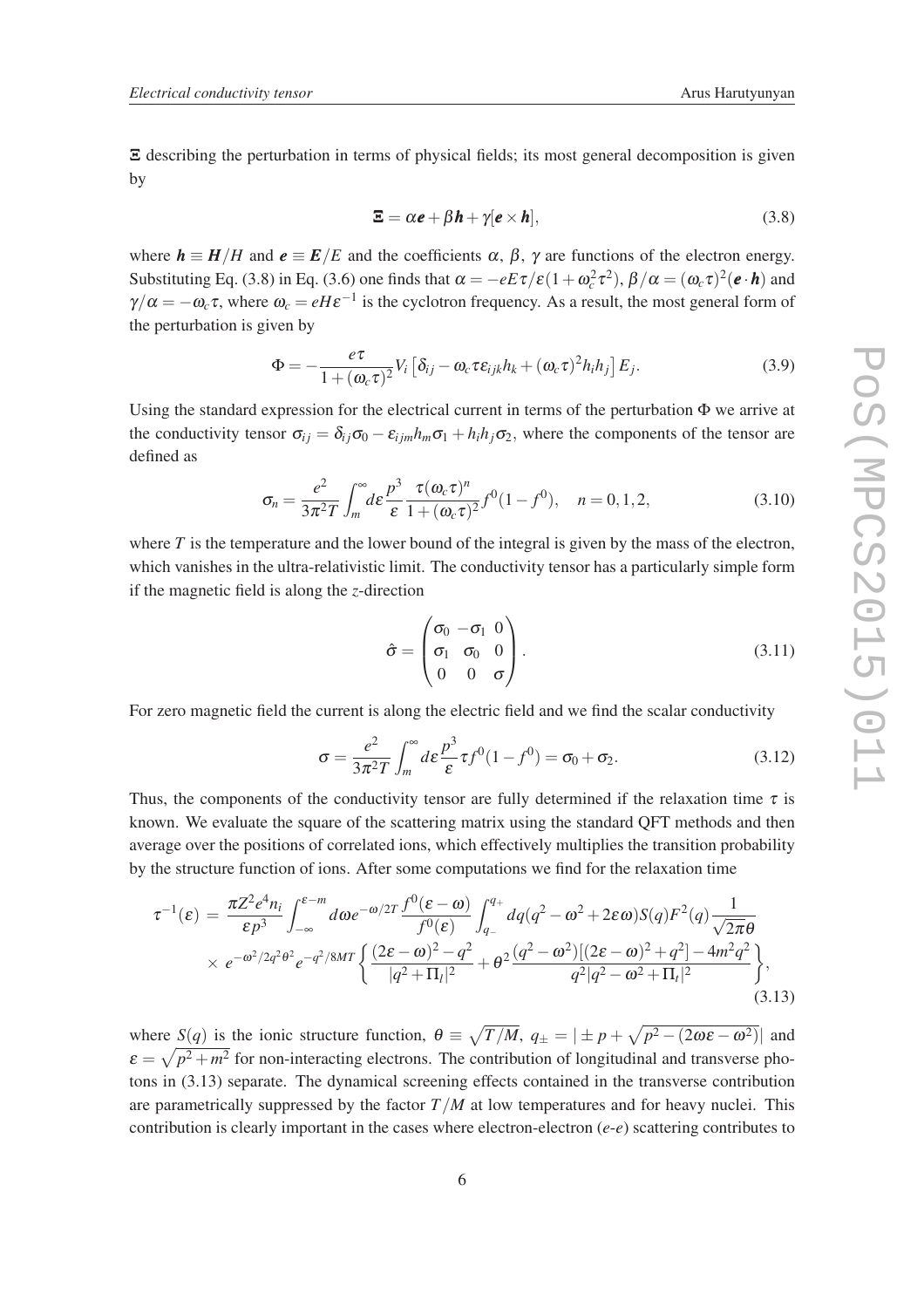$\boldsymbol{\Xi}$ describing the perturbation in terms of physical fields; its most general decomposition is given by

$$\boldsymbol{\Xi} = \alpha \boldsymbol{e} + \beta \boldsymbol{h} + \gamma [\boldsymbol{e} \times \boldsymbol{h}], \tag{3.8}$$

where $\boldsymbol{h} \equiv \boldsymbol{H}/H$ and $\boldsymbol{e} \equiv \boldsymbol{E}/E$ and the coefficients $\alpha$, $\beta$, $\gamma$ are functions of the electron energy. Substituting Eq. (3.8) in Eq. (3.6) one finds that $\alpha = -eE\tau/\varepsilon(1+\omega_c^2\tau^2)$, $\beta/\alpha = (\omega_c\tau)^2(\boldsymbol{e}\cdot\boldsymbol{h})$ and $\gamma/\alpha = -\omega_c\tau$, where $\omega_c = eH\varepsilon^{-1}$ is the cyclotron frequency. As a result, the most general form of the perturbation is given by

$$\Phi = -\frac{e\tau}{1+(\omega_c\tau)^2} V_i \left[\delta_{ij} - \omega_c\tau\varepsilon_{ijk}h_k + (\omega_c\tau)^2 h_i h_j\right] E_j. \tag{3.9}$$

Using the standard expression for the electrical current in terms of the perturbation $\Phi$ we arrive at the conductivity tensor $\sigma_{ij} = \delta_{ij}\sigma_0 - \varepsilon_{ijm}h_m\sigma_1 + h_i h_j \sigma_2$, where the components of the tensor are defined as

$$\sigma_n = \frac{e^2}{3\pi^2 T}\int_m^\infty d\varepsilon \frac{p^3}{\varepsilon}\frac{\tau(\omega_c\tau)^n}{1+(\omega_c\tau)^2} f^0(1-f^0), \quad n = 0,1,2, \tag{3.10}$$

where $T$ is the temperature and the lower bound of the integral is given by the mass of the electron, which vanishes in the ultra-relativistic limit. The conductivity tensor has a particularly simple form if the magnetic field is along the $z$-direction

$$\hat{\sigma} = \begin{pmatrix} \sigma_0 & -\sigma_1 & 0 \\ \sigma_1 & \sigma_0 & 0 \\ 0 & 0 & \sigma \end{pmatrix}. \tag{3.11}$$

For zero magnetic field the current is along the electric field and we find the scalar conductivity

$$\sigma = \frac{e^2}{3\pi^2 T}\int_m^\infty d\varepsilon \frac{p^3}{\varepsilon}\tau f^0(1-f^0) = \sigma_0 + \sigma_2. \tag{3.12}$$

Thus, the components of the conductivity tensor are fully determined if the relaxation time $\tau$ is known. We evaluate the square of the scattering matrix using the standard QFT methods and then average over the positions of correlated ions, which effectively multiplies the transition probability by the structure function of ions. After some computations we find for the relaxation time

$$\begin{aligned}
\tau^{-1}(\varepsilon) = {} & \frac{\pi Z^2 e^4 n_i}{\varepsilon p^3}\int_{-\infty}^{\varepsilon - m} d\omega e^{-\omega/2T}\frac{f^0(\varepsilon-\omega)}{f^0(\varepsilon)}\int_{q_-}^{q_+} dq(q^2-\omega^2+2\varepsilon\omega)S(q)F^2(q)\frac{1}{\sqrt{2\pi}\theta} \\
& \times e^{-\omega^2/2q^2\theta^2}e^{-q^2/8MT}\left\{\frac{(2\varepsilon-\omega)^2-q^2}{|q^2+\Pi_l|^2} + \theta^2\frac{(q^2-\omega^2)[(2\varepsilon-\omega)^2+q^2]-4m^2q^2}{q^2|q^2-\omega^2+\Pi_t|^2}\right\},
\end{aligned} \tag{3.13}$$

where $S(q)$ is the ionic structure function, $\theta \equiv \sqrt{T/M}$, $q_\pm = |\pm p + \sqrt{p^2-(2\omega\varepsilon-\omega^2)}|$ and $\varepsilon = \sqrt{p^2+m^2}$ for non-interacting electrons. The contribution of longitudinal and transverse photons in (3.13) separate. The dynamical screening effects contained in the transverse contribution are parametrically suppressed by the factor $T/M$ at low temperatures and for heavy nuclei. This contribution is clearly important in the cases where electron-electron (*e-e*) scattering contributes to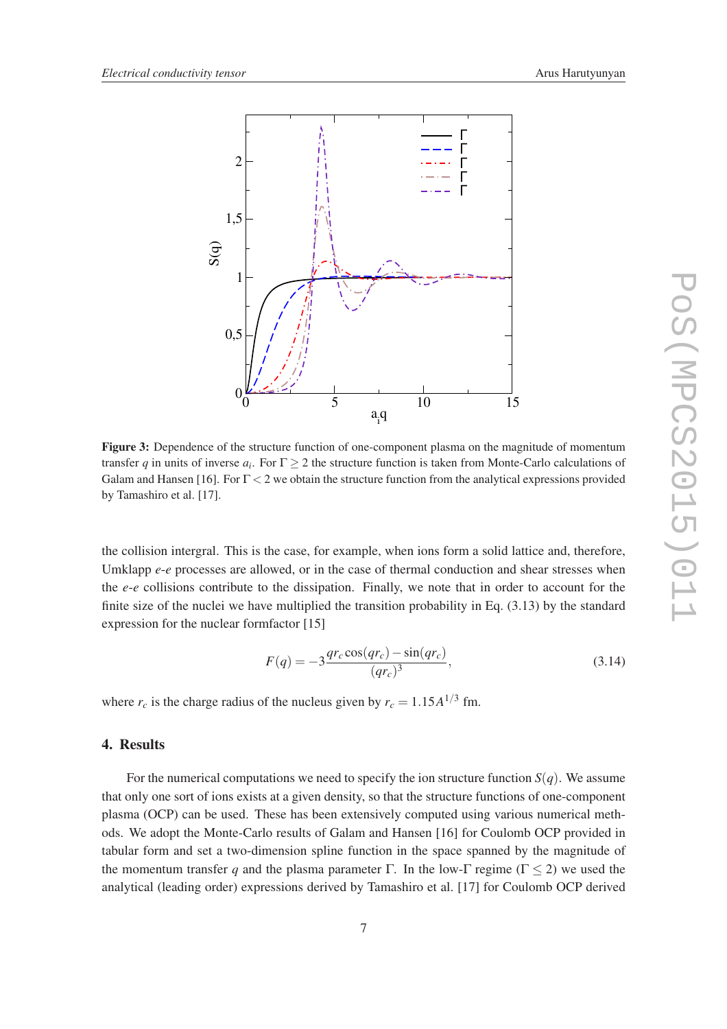**Figure 3:** Dependence of the structure function of one-component plasma on the magnitude of momentum transfer $q$ in units of inverse $a_i$. For $\Gamma \geq 2$ the structure function is taken from Monte-Carlo calculations of Galam and Hansen [16]. For $\Gamma < 2$ we obtain the structure function from the analytical expressions provided by Tamashiro et al. [17].

the collision intergral. This is the case, for example, when ions form a solid lattice and, therefore, Umklapp *e-e* processes are allowed, or in the case of thermal conduction and shear stresses when the *e-e* collisions contribute to the dissipation. Finally, we note that in order to account for the finite size of the nuclei we have multiplied the transition probability in Eq. (3.13) by the standard expression for the nuclear formfactor [15]

$$F(q) = -3\frac{qr_c\cos(qr_c) - \sin(qr_c)}{(qr_c)^3}, \tag{3.14}$$

where $r_c$ is the charge radius of the nucleus given by $r_c = 1.15A^{1/3}$ fm.

## 4. Results

For the numerical computations we need to specify the ion structure function $S(q)$. We assume that only one sort of ions exists at a given density, so that the structure functions of one-component plasma (OCP) can be used. These has been extensively computed using various numerical methods. We adopt the Monte-Carlo results of Galam and Hansen [16] for Coulomb OCP provided in tabular form and set a two-dimension spline function in the space spanned by the magnitude of the momentum transfer $q$ and the plasma parameter $\Gamma$. In the low-$\Gamma$ regime ($\Gamma \leq 2$) we used the analytical (leading order) expressions derived by Tamashiro et al. [17] for Coulomb OCP derived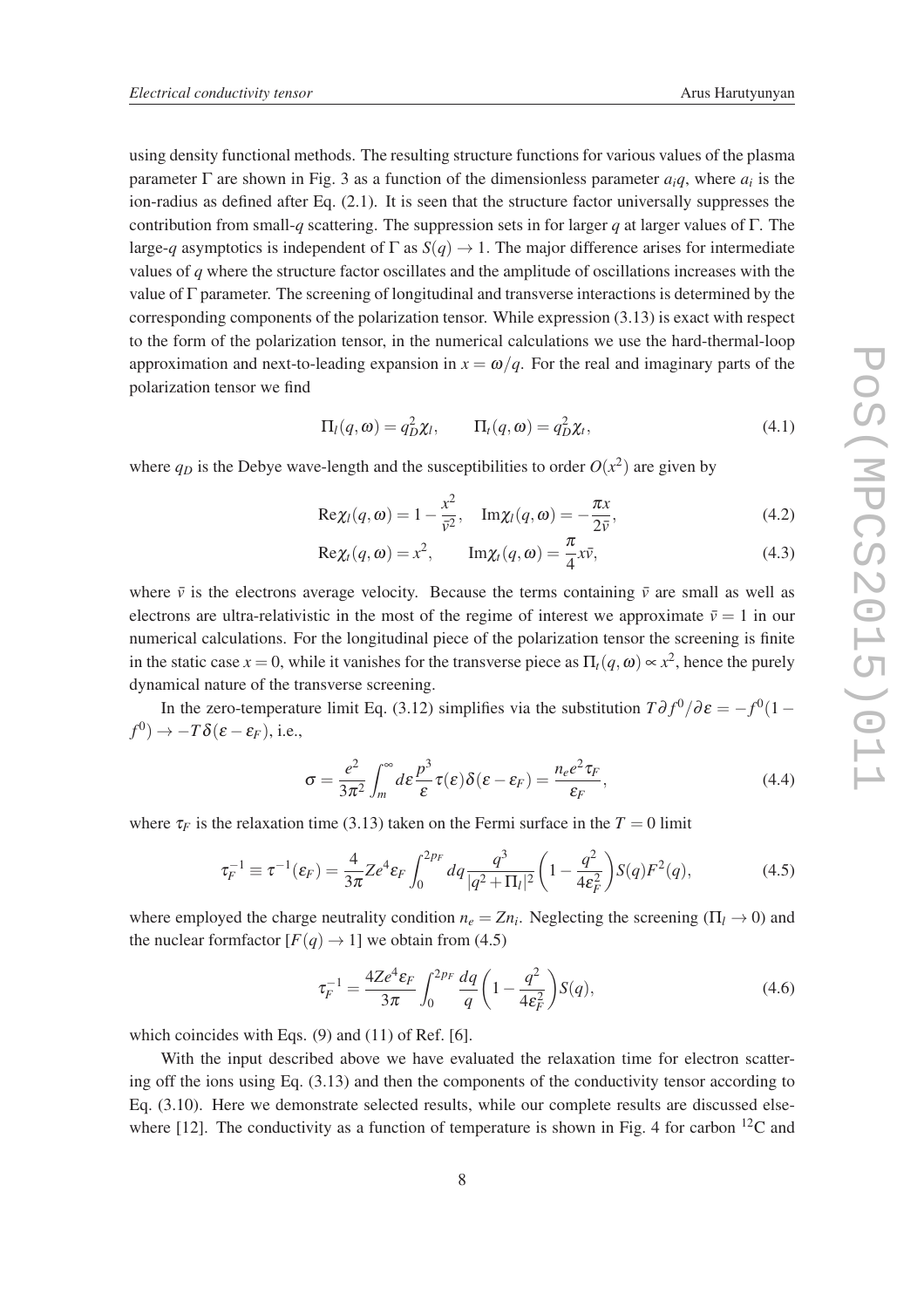using density functional methods. The resulting structure functions for various values of the plasma parameter $\Gamma$ are shown in Fig. 3 as a function of the dimensionless parameter $a_i q$, where $a_i$ is the ion-radius as defined after Eq. (2.1). It is seen that the structure factor universally suppresses the contribution from small-$q$ scattering. The suppression sets in for larger $q$ at larger values of $\Gamma$. The large-$q$ asymptotics is independent of $\Gamma$ as $S(q) \to 1$. The major difference arises for intermediate values of $q$ where the structure factor oscillates and the amplitude of oscillations increases with the value of $\Gamma$ parameter. The screening of longitudinal and transverse interactions is determined by the corresponding components of the polarization tensor. While expression (3.13) is exact with respect to the form of the polarization tensor, in the numerical calculations we use the hard-thermal-loop approximation and next-to-leading expansion in $x = \omega/q$. For the real and imaginary parts of the polarization tensor we find

$$\Pi_l(q,\omega) = q_D^2 \chi_l, \qquad \Pi_t(q,\omega) = q_D^2 \chi_t, \tag{4.1}$$

where $q_D$ is the Debye wave-length and the susceptibilities to order $O(x^2)$ are given by

$$\mathrm{Re}\chi_l(q,\omega) = 1 - \frac{x^2}{\bar{v}^2}, \quad \mathrm{Im}\chi_l(q,\omega) = -\frac{\pi x}{2\bar{v}}, \tag{4.2}$$

$$\mathrm{Re}\chi_t(q,\omega) = x^2, \qquad \mathrm{Im}\chi_t(q,\omega) = \frac{\pi}{4} x\bar{v}, \tag{4.3}$$

where $\bar{v}$ is the electrons average velocity. Because the terms containing $\bar{v}$ are small as well as electrons are ultra-relativistic in the most of the regime of interest we approximate $\bar{v} = 1$ in our numerical calculations. For the longitudinal piece of the polarization tensor the screening is finite in the static case $x = 0$, while it vanishes for the transverse piece as $\Pi_t(q,\omega) \propto x^2$, hence the purely dynamical nature of the transverse screening.

In the zero-temperature limit Eq. (3.12) simplifies via the substitution $T\partial f^0/\partial\varepsilon = -f^0(1 - f^0) \to -T\delta(\varepsilon - \varepsilon_F)$, i.e.,

$$\sigma = \frac{e^2}{3\pi^2} \int_m^\infty d\varepsilon \frac{p^3}{\varepsilon} \tau(\varepsilon) \delta(\varepsilon - \varepsilon_F) = \frac{n_e e^2 \tau_F}{\varepsilon_F}, \tag{4.4}$$

where $\tau_F$ is the relaxation time (3.13) taken on the Fermi surface in the $T = 0$ limit

$$\tau_F^{-1} \equiv \tau^{-1}(\varepsilon_F) = \frac{4}{3\pi} Z e^4 \varepsilon_F \int_0^{2p_F} dq \frac{q^3}{|q^2 + \Pi_l|^2} \left(1 - \frac{q^2}{4\varepsilon_F^2}\right) S(q) F^2(q), \tag{4.5}$$

where employed the charge neutrality condition $n_e = Z n_i$. Neglecting the screening ($\Pi_l \to 0$) and the nuclear formfactor $[F(q) \to 1]$ we obtain from (4.5)

$$\tau_F^{-1} = \frac{4 Z e^4 \varepsilon_F}{3\pi} \int_0^{2p_F} \frac{dq}{q} \left(1 - \frac{q^2}{4\varepsilon_F^2}\right) S(q), \tag{4.6}$$

which coincides with Eqs. (9) and (11) of Ref. [6].

With the input described above we have evaluated the relaxation time for electron scattering off the ions using Eq. (3.13) and then the components of the conductivity tensor according to Eq. (3.10). Here we demonstrate selected results, while our complete results are discussed elsewhere [12]. The conductivity as a function of temperature is shown in Fig. 4 for carbon $^{12}$C and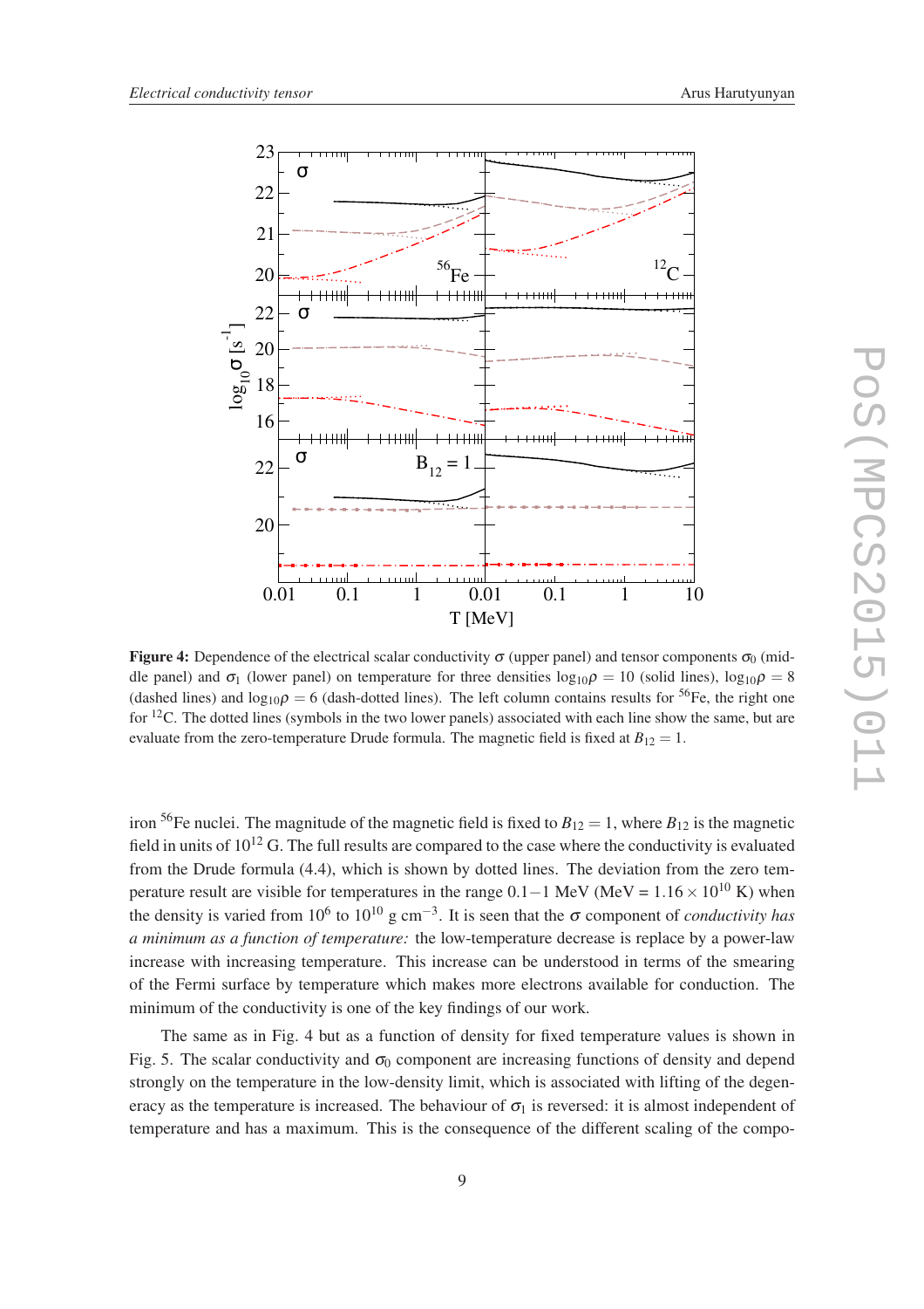**Figure 4:** Dependence of the electrical scalar conductivity $\sigma$ (upper panel) and tensor components $\sigma_0$ (middle panel) and $\sigma_1$ (lower panel) on temperature for three densities $\log_{10}\rho = 10$ (solid lines), $\log_{10}\rho = 8$ (dashed lines) and $\log_{10}\rho = 6$ (dash-dotted lines). The left column contains results for $^{56}$Fe, the right one for $^{12}$C. The dotted lines (symbols in the two lower panels) associated with each line show the same, but are evaluate from the zero-temperature Drude formula. The magnetic field is fixed at $B_{12} = 1$.

iron $^{56}$Fe nuclei. The magnitude of the magnetic field is fixed to $B_{12} = 1$, where $B_{12}$ is the magnetic field in units of $10^{12}$ G. The full results are compared to the case where the conductivity is evaluated from the Drude formula (4.4), which is shown by dotted lines. The deviation from the zero temperature result are visible for temperatures in the range $0.1-1$ MeV (MeV = $1.16\times10^{10}$ K) when the density is varied from $10^6$ to $10^{10}$ g cm$^{-3}$. It is seen that the $\sigma$ component of *conductivity has a minimum as a function of temperature:* the low-temperature decrease is replace by a power-law increase with increasing temperature. This increase can be understood in terms of the smearing of the Fermi surface by temperature which makes more electrons available for conduction. The minimum of the conductivity is one of the key findings of our work.

The same as in Fig. 4 but as a function of density for fixed temperature values is shown in Fig. 5. The scalar conductivity and $\sigma_0$ component are increasing functions of density and depend strongly on the temperature in the low-density limit, which is associated with lifting of the degeneracy as the temperature is increased. The behaviour of $\sigma_1$ is reversed: it is almost independent of temperature and has a maximum. This is the consequence of the different scaling of the compo-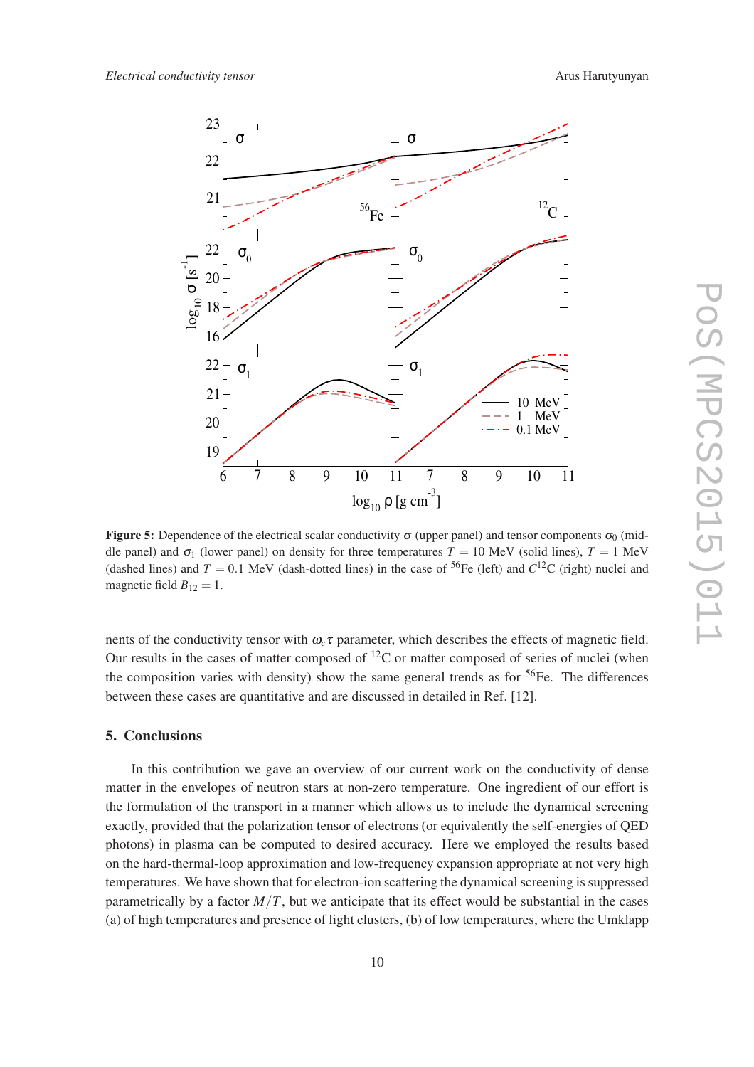**Figure 5:** Dependence of the electrical scalar conductivity $\sigma$ (upper panel) and tensor components $\sigma_0$ (middle panel) and $\sigma_1$ (lower panel) on density for three temperatures $T = 10$ MeV (solid lines), $T = 1$ MeV (dashed lines) and $T = 0.1$ MeV (dash-dotted lines) in the case of $^{56}$Fe (left) and $C^{12}$C (right) nuclei and magnetic field $B_{12} = 1$.

nents of the conductivity tensor with $\omega_c \tau$ parameter, which describes the effects of magnetic field. Our results in the cases of matter composed of $^{12}$C or matter composed of series of nuclei (when the composition varies with density) show the same general trends as for $^{56}$Fe. The differences between these cases are quantitative and are discussed in detailed in Ref. [12].

## 5. Conclusions

In this contribution we gave an overview of our current work on the conductivity of dense matter in the envelopes of neutron stars at non-zero temperature. One ingredient of our effort is the formulation of the transport in a manner which allows us to include the dynamical screening exactly, provided that the polarization tensor of electrons (or equivalently the self-energies of QED photons) in plasma can be computed to desired accuracy. Here we employed the results based on the hard-thermal-loop approximation and low-frequency expansion appropriate at not very high temperatures. We have shown that for electron-ion scattering the dynamical screening is suppressed parametrically by a factor $M/T$, but we anticipate that its effect would be substantial in the cases (a) of high temperatures and presence of light clusters, (b) of low temperatures, where the Umklapp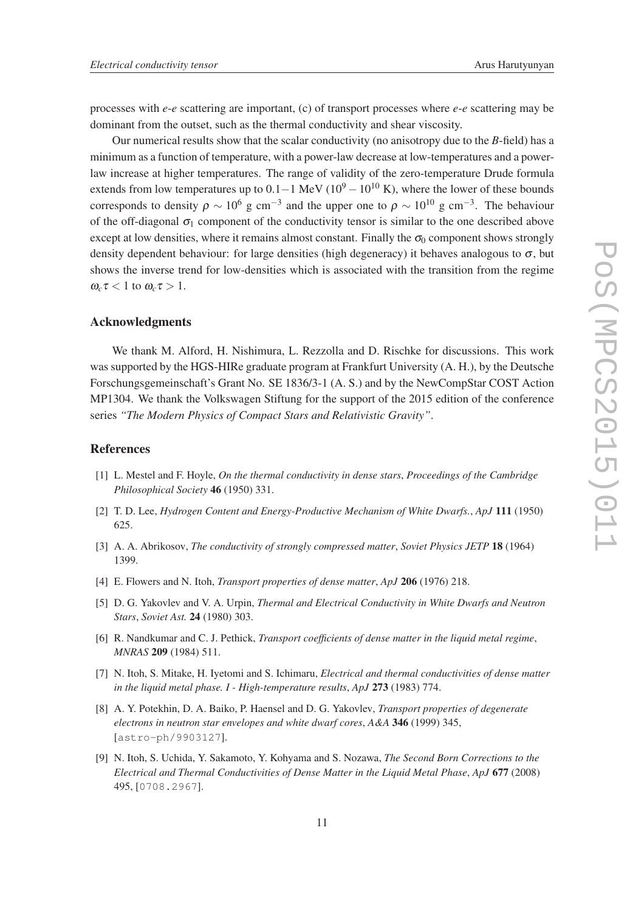processes with *e*-*e* scattering are important, (c) of transport processes where *e*-*e* scattering may be dominant from the outset, such as the thermal conductivity and shear viscosity.

Our numerical results show that the scalar conductivity (no anisotropy due to the *B*-field) has a minimum as a function of temperature, with a power-law decrease at low-temperatures and a power-law increase at higher temperatures. The range of validity of the zero-temperature Drude formula extends from low temperatures up to $0.1-1$ MeV ($10^9-10^{10}$ K), where the lower of these bounds corresponds to density $\rho \sim 10^6$ g cm$^{-3}$ and the upper one to $\rho \sim 10^{10}$ g cm$^{-3}$. The behaviour of the off-diagonal $\sigma_1$ component of the conductivity tensor is similar to the one described above except at low densities, where it remains almost constant. Finally the $\sigma_0$ component shows strongly density dependent behaviour: for large densities (high degeneracy) it behaves analogous to $\sigma$, but shows the inverse trend for low-densities which is associated with the transition from the regime $\omega_c\tau < 1$ to $\omega_c\tau > 1$.

## Acknowledgments

We thank M. Alford, H. Nishimura, L. Rezzolla and D. Rischke for discussions. This work was supported by the HGS-HIRe graduate program at Frankfurt University (A. H.), by the Deutsche Forschungsgemeinschaft's Grant No. SE 1836/3-1 (A. S.) and by the NewCompStar COST Action MP1304. We thank the Volkswagen Stiftung for the support of the 2015 edition of the conference series *"The Modern Physics of Compact Stars and Relativistic Gravity"*.

## References

[1] L. Mestel and F. Hoyle, *On the thermal conductivity in dense stars*, *Proceedings of the Cambridge Philosophical Society* **46** (1950) 331.

[2] T. D. Lee, *Hydrogen Content and Energy-Productive Mechanism of White Dwarfs.*, *ApJ* **111** (1950) 625.

[3] A. A. Abrikosov, *The conductivity of strongly compressed matter*, *Soviet Physics JETP* **18** (1964) 1399.

[4] E. Flowers and N. Itoh, *Transport properties of dense matter*, *ApJ* **206** (1976) 218.

[5] D. G. Yakovlev and V. A. Urpin, *Thermal and Electrical Conductivity in White Dwarfs and Neutron Stars*, *Soviet Ast.* **24** (1980) 303.

[6] R. Nandkumar and C. J. Pethick, *Transport coefficients of dense matter in the liquid metal regime*, *MNRAS* **209** (1984) 511.

[7] N. Itoh, S. Mitake, H. Iyetomi and S. Ichimaru, *Electrical and thermal conductivities of dense matter in the liquid metal phase. I - High-temperature results*, *ApJ* **273** (1983) 774.

[8] A. Y. Potekhin, D. A. Baiko, P. Haensel and D. G. Yakovlev, *Transport properties of degenerate electrons in neutron star envelopes and white dwarf cores*, *A&A* **346** (1999) 345, [astro-ph/9903127].

[9] N. Itoh, S. Uchida, Y. Sakamoto, Y. Kohyama and S. Nozawa, *The Second Born Corrections to the Electrical and Thermal Conductivities of Dense Matter in the Liquid Metal Phase*, *ApJ* **677** (2008) 495, [0708.2967].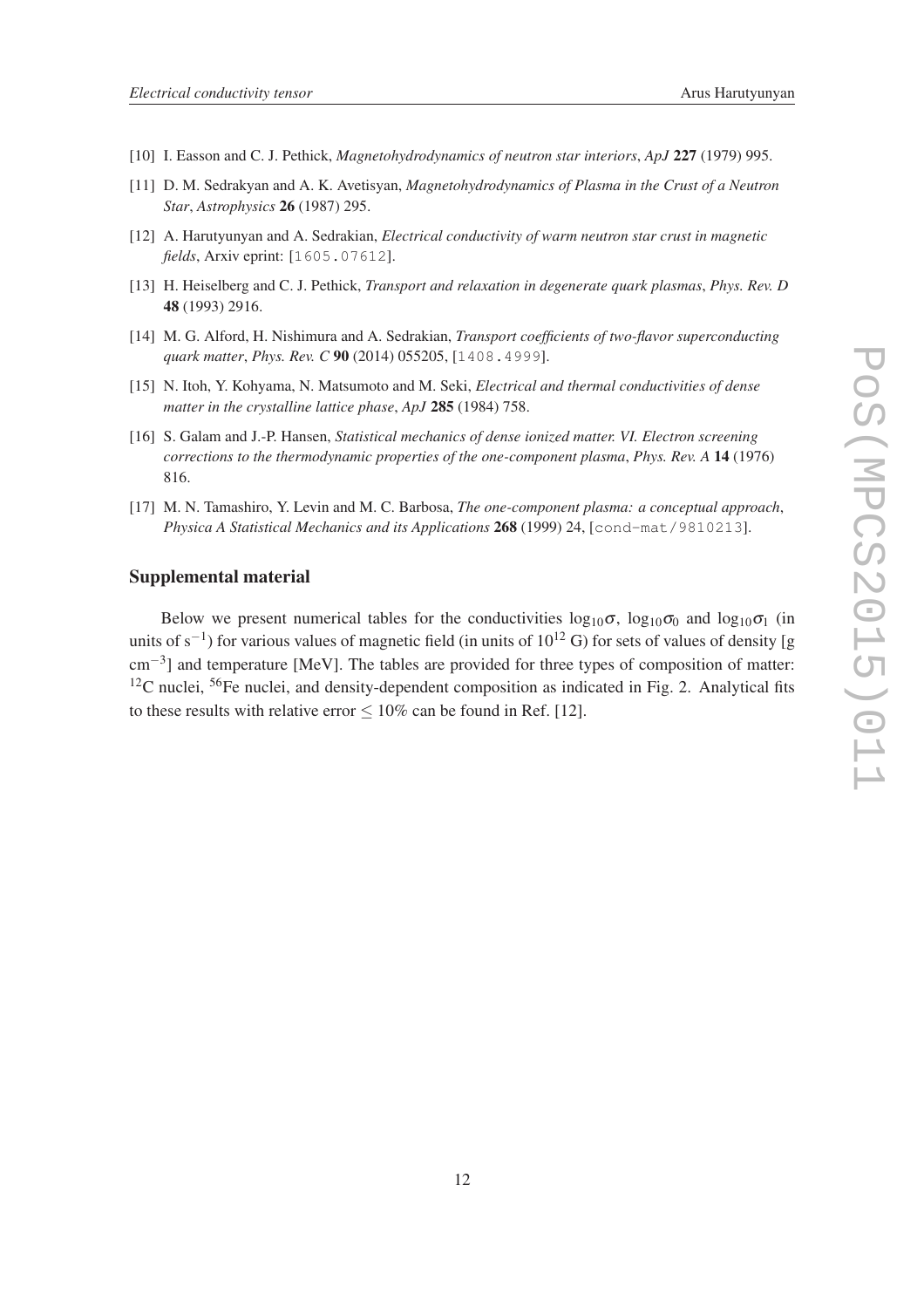[10] I. Easson and C. J. Pethick, *Magnetohydrodynamics of neutron star interiors*, *ApJ* **227** (1979) 995.

[11] D. M. Sedrakyan and A. K. Avetisyan, *Magnetohydrodynamics of Plasma in the Crust of a Neutron Star*, *Astrophysics* **26** (1987) 295.

[12] A. Harutyunyan and A. Sedrakian, *Electrical conductivity of warm neutron star crust in magnetic fields*, Arxiv eprint: [1605.07612].

[13] H. Heiselberg and C. J. Pethick, *Transport and relaxation in degenerate quark plasmas*, *Phys. Rev. D* **48** (1993) 2916.

[14] M. G. Alford, H. Nishimura and A. Sedrakian, *Transport coefficients of two-flavor superconducting quark matter*, *Phys. Rev. C* **90** (2014) 055205, [1408.4999].

[15] N. Itoh, Y. Kohyama, N. Matsumoto and M. Seki, *Electrical and thermal conductivities of dense matter in the crystalline lattice phase*, *ApJ* **285** (1984) 758.

[16] S. Galam and J.-P. Hansen, *Statistical mechanics of dense ionized matter. VI. Electron screening corrections to the thermodynamic properties of the one-component plasma*, *Phys. Rev. A* **14** (1976) 816.

[17] M. N. Tamashiro, Y. Levin and M. C. Barbosa, *The one-component plasma: a conceptual approach*, *Physica A Statistical Mechanics and its Applications* **268** (1999) 24, [cond-mat/9810213].

## Supplemental material

Below we present numerical tables for the conductivities $\log_{10}\sigma$, $\log_{10}\sigma_0$ and $\log_{10}\sigma_1$ (in units of $s^{-1}$) for various values of magnetic field (in units of $10^{12}$ G) for sets of values of density [g $cm^{-3}$] and temperature [MeV]. The tables are provided for three types of composition of matter: $^{12}$C nuclei, $^{56}$Fe nuclei, and density-dependent composition as indicated in Fig. 2. Analytical fits to these results with relative error $\leq 10\%$ can be found in Ref. [12].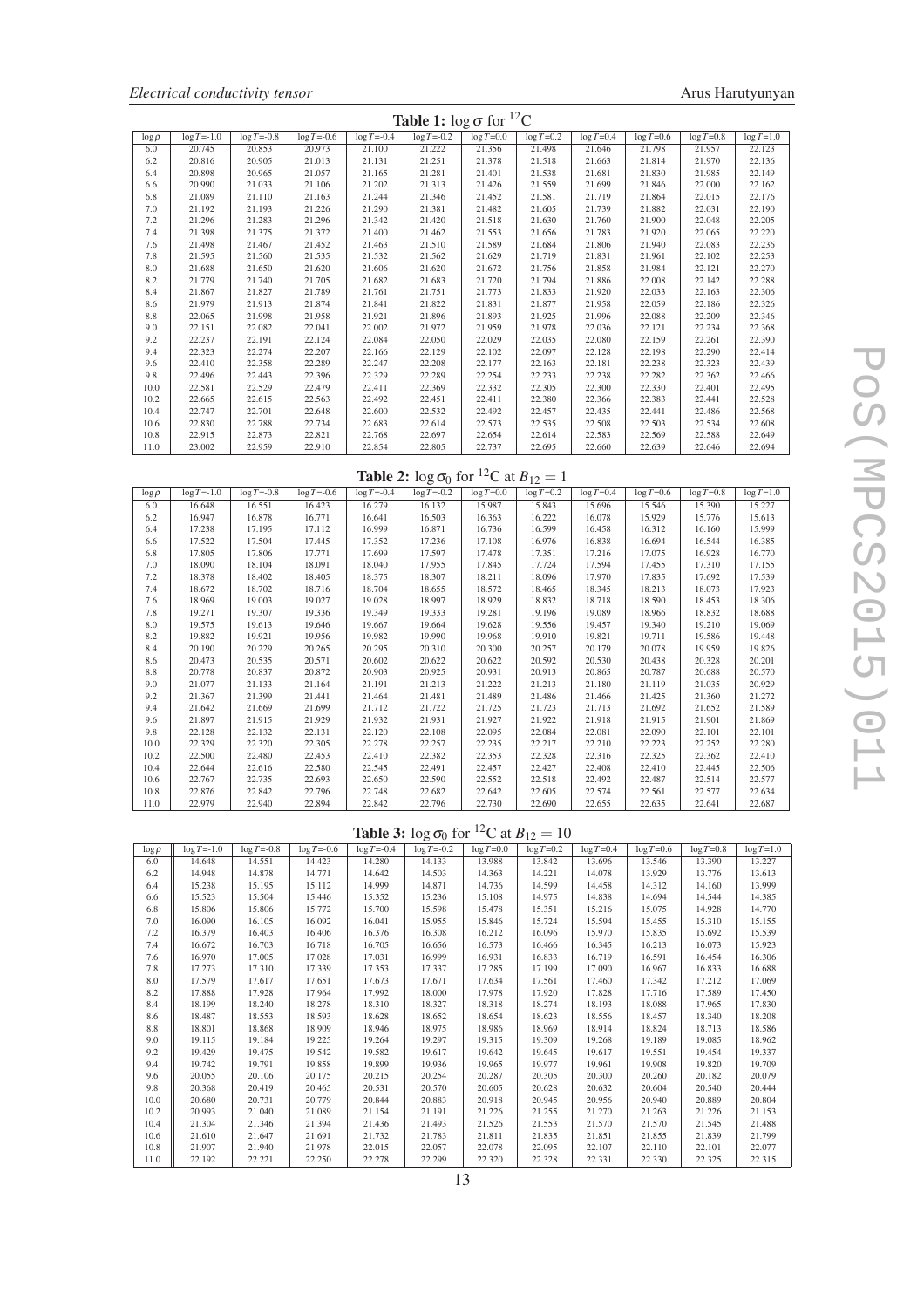**Table 1:** $\log \sigma$ for $^{12}$C

| $\log \rho$ | $\log T$=-1.0 | $\log T$=-0.8 | $\log T$=-0.6 | $\log T$=-0.4 | $\log T$=-0.2 | $\log T$=0.0 | $\log T$=0.2 | $\log T$=0.4 | $\log T$=0.6 | $\log T$=0.8 | $\log T$=1.0 |
|---|---|---|---|---|---|---|---|---|---|---|---|
| 6.0 | 20.745 | 20.853 | 20.973 | 21.100 | 21.222 | 21.356 | 21.498 | 21.646 | 21.798 | 21.957 | 22.123 |
| 6.2 | 20.816 | 20.905 | 21.013 | 21.131 | 21.251 | 21.378 | 21.518 | 21.663 | 21.814 | 21.970 | 22.136 |
| 6.4 | 20.898 | 20.965 | 21.057 | 21.165 | 21.281 | 21.401 | 21.538 | 21.681 | 21.830 | 21.985 | 22.149 |
| 6.6 | 20.990 | 21.033 | 21.106 | 21.202 | 21.313 | 21.426 | 21.559 | 21.699 | 21.846 | 22.000 | 22.162 |
| 6.8 | 21.089 | 21.110 | 21.163 | 21.244 | 21.346 | 21.452 | 21.581 | 21.719 | 21.864 | 22.015 | 22.176 |
| 7.0 | 21.192 | 21.193 | 21.226 | 21.290 | 21.381 | 21.482 | 21.605 | 21.739 | 21.882 | 22.031 | 22.190 |
| 7.2 | 21.296 | 21.283 | 21.296 | 21.342 | 21.420 | 21.518 | 21.630 | 21.760 | 21.900 | 22.048 | 22.205 |
| 7.4 | 21.398 | 21.375 | 21.372 | 21.400 | 21.462 | 21.553 | 21.656 | 21.783 | 21.920 | 22.065 | 22.220 |
| 7.6 | 21.498 | 21.467 | 21.452 | 21.463 | 21.510 | 21.589 | 21.684 | 21.806 | 21.940 | 22.083 | 22.236 |
| 7.8 | 21.595 | 21.560 | 21.535 | 21.532 | 21.562 | 21.629 | 21.719 | 21.831 | 21.961 | 22.102 | 22.253 |
| 8.0 | 21.688 | 21.650 | 21.620 | 21.606 | 21.620 | 21.672 | 21.756 | 21.858 | 21.984 | 22.121 | 22.270 |
| 8.2 | 21.779 | 21.740 | 21.705 | 21.682 | 21.683 | 21.720 | 21.794 | 21.886 | 22.008 | 22.142 | 22.288 |
| 8.4 | 21.867 | 21.827 | 21.789 | 21.761 | 21.751 | 21.773 | 21.833 | 21.920 | 22.033 | 22.163 | 22.306 |
| 8.6 | 21.979 | 21.913 | 21.874 | 21.841 | 21.822 | 21.831 | 21.877 | 21.958 | 22.059 | 22.186 | 22.326 |
| 8.8 | 22.065 | 21.998 | 21.958 | 21.921 | 21.896 | 21.893 | 21.925 | 21.996 | 22.088 | 22.209 | 22.346 |
| 9.0 | 22.151 | 22.082 | 22.041 | 22.002 | 21.972 | 21.959 | 21.978 | 22.036 | 22.121 | 22.234 | 22.368 |
| 9.2 | 22.237 | 22.191 | 22.124 | 22.084 | 22.050 | 22.029 | 22.035 | 22.080 | 22.159 | 22.261 | 22.390 |
| 9.4 | 22.323 | 22.274 | 22.207 | 22.166 | 22.129 | 22.102 | 22.097 | 22.128 | 22.198 | 22.290 | 22.414 |
| 9.6 | 22.410 | 22.358 | 22.289 | 22.247 | 22.208 | 22.177 | 22.163 | 22.181 | 22.238 | 22.323 | 22.439 |
| 9.8 | 22.496 | 22.443 | 22.396 | 22.329 | 22.289 | 22.254 | 22.233 | 22.238 | 22.282 | 22.362 | 22.466 |
| 10.0 | 22.581 | 22.529 | 22.479 | 22.411 | 22.369 | 22.332 | 22.305 | 22.300 | 22.330 | 22.401 | 22.495 |
| 10.2 | 22.665 | 22.615 | 22.563 | 22.492 | 22.451 | 22.411 | 22.380 | 22.366 | 22.383 | 22.441 | 22.528 |
| 10.4 | 22.747 | 22.701 | 22.648 | 22.600 | 22.532 | 22.492 | 22.457 | 22.435 | 22.441 | 22.486 | 22.568 |
| 10.6 | 22.830 | 22.788 | 22.734 | 22.683 | 22.614 | 22.573 | 22.535 | 22.508 | 22.503 | 22.534 | 22.608 |
| 10.8 | 22.915 | 22.873 | 22.821 | 22.768 | 22.697 | 22.654 | 22.614 | 22.583 | 22.569 | 22.588 | 22.649 |
| 11.0 | 23.002 | 22.959 | 22.910 | 22.854 | 22.805 | 22.737 | 22.695 | 22.660 | 22.639 | 22.646 | 22.694 |

**Table 2:** $\log \sigma_0$ for $^{12}$C at $B_{12} = 1$

| $\log \rho$ | $\log T$=-1.0 | $\log T$=-0.8 | $\log T$=-0.6 | $\log T$=-0.4 | $\log T$=-0.2 | $\log T$=0.0 | $\log T$=0.2 | $\log T$=0.4 | $\log T$=0.6 | $\log T$=0.8 | $\log T$=1.0 |
|---|---|---|---|---|---|---|---|---|---|---|---|
| 6.0 | 16.648 | 16.551 | 16.423 | 16.279 | 16.132 | 15.987 | 15.843 | 15.696 | 15.546 | 15.390 | 15.227 |
| 6.2 | 16.947 | 16.878 | 16.771 | 16.641 | 16.503 | 16.363 | 16.222 | 16.078 | 15.929 | 15.776 | 15.613 |
| 6.4 | 17.238 | 17.195 | 17.112 | 16.999 | 16.871 | 16.736 | 16.599 | 16.458 | 16.312 | 16.160 | 15.999 |
| 6.6 | 17.522 | 17.504 | 17.445 | 17.352 | 17.236 | 17.108 | 16.976 | 16.838 | 16.694 | 16.544 | 16.385 |
| 6.8 | 17.805 | 17.806 | 17.771 | 17.699 | 17.597 | 17.478 | 17.351 | 17.216 | 17.075 | 16.928 | 16.770 |
| 7.0 | 18.090 | 18.104 | 18.091 | 18.040 | 17.955 | 17.845 | 17.724 | 17.594 | 17.455 | 17.310 | 17.155 |
| 7.2 | 18.378 | 18.402 | 18.405 | 18.375 | 18.307 | 18.211 | 18.096 | 17.970 | 17.835 | 17.692 | 17.539 |
| 7.4 | 18.672 | 18.702 | 18.716 | 18.704 | 18.655 | 18.572 | 18.465 | 18.345 | 18.213 | 18.073 | 17.923 |
| 7.6 | 18.969 | 19.003 | 19.027 | 19.028 | 18.997 | 18.929 | 18.832 | 18.718 | 18.590 | 18.453 | 18.306 |
| 7.8 | 19.271 | 19.307 | 19.336 | 19.349 | 19.333 | 19.281 | 19.196 | 19.089 | 18.966 | 18.832 | 18.688 |
| 8.0 | 19.575 | 19.613 | 19.646 | 19.667 | 19.664 | 19.628 | 19.556 | 19.457 | 19.340 | 19.210 | 19.069 |
| 8.2 | 19.882 | 19.921 | 19.956 | 19.982 | 19.990 | 19.968 | 19.910 | 19.821 | 19.711 | 19.586 | 19.448 |
| 8.4 | 20.190 | 20.229 | 20.265 | 20.295 | 20.310 | 20.300 | 20.257 | 20.179 | 20.078 | 19.959 | 19.826 |
| 8.6 | 20.473 | 20.535 | 20.571 | 20.602 | 20.622 | 20.622 | 20.592 | 20.530 | 20.438 | 20.328 | 20.201 |
| 8.8 | 20.778 | 20.837 | 20.872 | 20.903 | 20.925 | 20.931 | 20.913 | 20.865 | 20.787 | 20.688 | 20.570 |
| 9.0 | 21.077 | 21.133 | 21.164 | 21.191 | 21.213 | 21.222 | 21.213 | 21.180 | 21.119 | 21.035 | 20.929 |
| 9.2 | 21.367 | 21.399 | 21.441 | 21.464 | 21.481 | 21.489 | 21.486 | 21.466 | 21.425 | 21.360 | 21.272 |
| 9.4 | 21.642 | 21.669 | 21.699 | 21.712 | 21.722 | 21.725 | 21.723 | 21.713 | 21.692 | 21.652 | 21.589 |
| 9.6 | 21.897 | 21.915 | 21.929 | 21.932 | 21.931 | 21.927 | 21.922 | 21.918 | 21.915 | 21.901 | 21.869 |
| 9.8 | 22.128 | 22.132 | 22.131 | 22.120 | 22.108 | 22.095 | 22.084 | 22.081 | 22.090 | 22.101 | 22.101 |
| 10.0 | 22.329 | 22.320 | 22.305 | 22.278 | 22.257 | 22.235 | 22.217 | 22.210 | 22.223 | 22.252 | 22.280 |
| 10.2 | 22.500 | 22.480 | 22.453 | 22.410 | 22.382 | 22.353 | 22.328 | 22.316 | 22.325 | 22.362 | 22.410 |
| 10.4 | 22.644 | 22.616 | 22.580 | 22.545 | 22.491 | 22.457 | 22.427 | 22.408 | 22.410 | 22.445 | 22.506 |
| 10.6 | 22.767 | 22.735 | 22.693 | 22.650 | 22.590 | 22.552 | 22.518 | 22.492 | 22.487 | 22.514 | 22.577 |
| 10.8 | 22.876 | 22.842 | 22.796 | 22.748 | 22.682 | 22.642 | 22.605 | 22.574 | 22.561 | 22.577 | 22.634 |
| 11.0 | 22.979 | 22.940 | 22.894 | 22.842 | 22.796 | 22.730 | 22.690 | 22.655 | 22.635 | 22.641 | 22.687 |

**Table 3:** $\log \sigma_0$ for $^{12}$C at $B_{12} = 10$

| $\log \rho$ | $\log T$=-1.0 | $\log T$=-0.8 | $\log T$=-0.6 | $\log T$=-0.4 | $\log T$=-0.2 | $\log T$=0.0 | $\log T$=0.2 | $\log T$=0.4 | $\log T$=0.6 | $\log T$=0.8 | $\log T$=1.0 |
|---|---|---|---|---|---|---|---|---|---|---|---|
| 6.0 | 14.648 | 14.551 | 14.423 | 14.280 | 14.133 | 13.988 | 13.842 | 13.696 | 13.546 | 13.390 | 13.227 |
| 6.2 | 14.948 | 14.878 | 14.771 | 14.642 | 14.503 | 14.363 | 14.221 | 14.078 | 13.929 | 13.776 | 13.613 |
| 6.4 | 15.238 | 15.195 | 15.112 | 14.999 | 14.871 | 14.736 | 14.599 | 14.458 | 14.312 | 14.160 | 13.999 |
| 6.6 | 15.523 | 15.504 | 15.446 | 15.352 | 15.236 | 15.108 | 14.975 | 14.838 | 14.694 | 14.544 | 14.385 |
| 6.8 | 15.806 | 15.806 | 15.772 | 15.700 | 15.598 | 15.478 | 15.351 | 15.216 | 15.075 | 14.928 | 14.770 |
| 7.0 | 16.090 | 16.105 | 16.092 | 16.041 | 15.955 | 15.846 | 15.724 | 15.594 | 15.455 | 15.310 | 15.155 |
| 7.2 | 16.379 | 16.403 | 16.406 | 16.376 | 16.308 | 16.212 | 16.096 | 15.970 | 15.835 | 15.692 | 15.539 |
| 7.4 | 16.672 | 16.703 | 16.718 | 16.705 | 16.656 | 16.573 | 16.466 | 16.345 | 16.213 | 16.073 | 15.923 |
| 7.6 | 16.970 | 17.005 | 17.028 | 17.031 | 16.999 | 16.931 | 16.833 | 16.719 | 16.591 | 16.454 | 16.306 |
| 7.8 | 17.273 | 17.310 | 17.339 | 17.353 | 17.337 | 17.285 | 17.199 | 17.090 | 16.967 | 16.833 | 16.688 |
| 8.0 | 17.579 | 17.617 | 17.651 | 17.673 | 17.671 | 17.634 | 17.561 | 17.460 | 17.342 | 17.212 | 17.069 |
| 8.2 | 17.888 | 17.928 | 17.964 | 17.992 | 18.000 | 17.978 | 17.920 | 17.828 | 17.716 | 17.589 | 17.450 |
| 8.4 | 18.199 | 18.240 | 18.278 | 18.310 | 18.327 | 18.318 | 18.274 | 18.193 | 18.088 | 17.965 | 17.830 |
| 8.6 | 18.487 | 18.553 | 18.593 | 18.628 | 18.652 | 18.654 | 18.623 | 18.556 | 18.457 | 18.340 | 18.208 |
| 8.8 | 18.801 | 18.868 | 18.909 | 18.946 | 18.975 | 18.986 | 18.969 | 18.914 | 18.824 | 18.713 | 18.586 |
| 9.0 | 19.115 | 19.184 | 19.225 | 19.264 | 19.297 | 19.315 | 19.309 | 19.268 | 19.189 | 19.085 | 18.962 |
| 9.2 | 19.429 | 19.475 | 19.542 | 19.582 | 19.617 | 19.642 | 19.645 | 19.617 | 19.551 | 19.454 | 19.337 |
| 9.4 | 19.742 | 19.791 | 19.858 | 19.899 | 19.936 | 19.965 | 19.977 | 19.961 | 19.908 | 19.820 | 19.709 |
| 9.6 | 20.055 | 20.106 | 20.175 | 20.215 | 20.254 | 20.287 | 20.305 | 20.300 | 20.260 | 20.182 | 20.079 |
| 9.8 | 20.368 | 20.419 | 20.465 | 20.531 | 20.570 | 20.605 | 20.628 | 20.632 | 20.604 | 20.540 | 20.444 |
| 10.0 | 20.680 | 20.731 | 20.779 | 20.844 | 20.883 | 20.918 | 20.945 | 20.956 | 20.940 | 20.889 | 20.804 |
| 10.2 | 20.993 | 21.040 | 21.089 | 21.154 | 21.191 | 21.226 | 21.255 | 21.270 | 21.263 | 21.226 | 21.153 |
| 10.4 | 21.304 | 21.346 | 21.394 | 21.436 | 21.493 | 21.526 | 21.553 | 21.570 | 21.570 | 21.545 | 21.488 |
| 10.6 | 21.610 | 21.647 | 21.691 | 21.732 | 21.783 | 21.811 | 21.835 | 21.851 | 21.855 | 21.839 | 21.799 |
| 10.8 | 21.907 | 21.940 | 21.978 | 22.015 | 22.057 | 22.078 | 22.095 | 22.107 | 22.110 | 22.101 | 22.077 |
| 11.0 | 22.192 | 22.221 | 22.250 | 22.278 | 22.299 | 22.320 | 22.328 | 22.331 | 22.330 | 22.325 | 22.315 |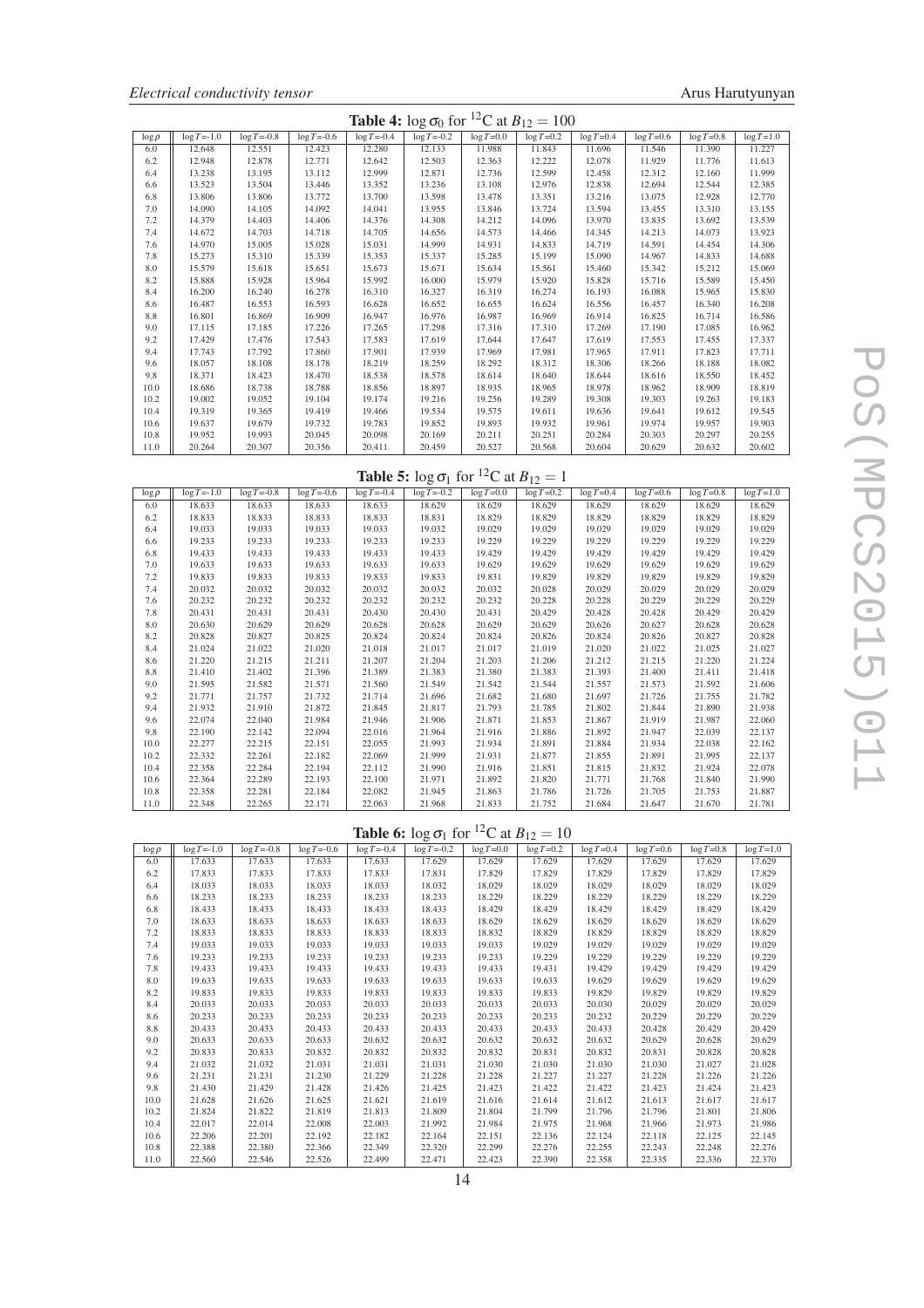**Table 4:** $\log\sigma_0$ for $^{12}$C at $B_{12}=100$

| $\log\rho$ | $\log T$=-1.0 | $\log T$=-0.8 | $\log T$=-0.6 | $\log T$=-0.4 | $\log T$=-0.2 | $\log T$=0.0 | $\log T$=0.2 | $\log T$=0.4 | $\log T$=0.6 | $\log T$=0.8 | $\log T$=1.0 |
|---|---|---|---|---|---|---|---|---|---|---|---|
| 6.0 | 12.648 | 12.551 | 12.423 | 12.280 | 12.133 | 11.988 | 11.843 | 11.696 | 11.546 | 11.390 | 11.227 |
| 6.2 | 12.948 | 12.878 | 12.771 | 12.642 | 12.503 | 12.363 | 12.222 | 12.078 | 11.929 | 11.776 | 11.613 |
| 6.4 | 13.238 | 13.195 | 13.112 | 12.999 | 12.871 | 12.736 | 12.599 | 12.458 | 12.312 | 12.160 | 11.999 |
| 6.6 | 13.523 | 13.504 | 13.446 | 13.352 | 13.236 | 13.108 | 12.976 | 12.838 | 12.694 | 12.544 | 12.385 |
| 6.8 | 13.806 | 13.806 | 13.772 | 13.700 | 13.598 | 13.478 | 13.351 | 13.216 | 13.075 | 12.928 | 12.770 |
| 7.0 | 14.090 | 14.105 | 14.092 | 14.041 | 13.955 | 13.846 | 13.724 | 13.594 | 13.455 | 13.310 | 13.155 |
| 7.2 | 14.379 | 14.403 | 14.406 | 14.376 | 14.308 | 14.212 | 14.096 | 13.970 | 13.835 | 13.692 | 13.539 |
| 7.4 | 14.672 | 14.703 | 14.718 | 14.705 | 14.656 | 14.573 | 14.466 | 14.345 | 14.213 | 14.073 | 13.923 |
| 7.6 | 14.970 | 15.005 | 15.028 | 15.031 | 14.999 | 14.931 | 14.833 | 14.719 | 14.591 | 14.454 | 14.306 |
| 7.8 | 15.273 | 15.310 | 15.339 | 15.353 | 15.337 | 15.285 | 15.199 | 15.090 | 14.967 | 14.833 | 14.688 |
| 8.0 | 15.579 | 15.618 | 15.651 | 15.673 | 15.671 | 15.634 | 15.561 | 15.460 | 15.342 | 15.212 | 15.069 |
| 8.2 | 15.888 | 15.928 | 15.964 | 15.992 | 16.000 | 15.979 | 15.920 | 15.828 | 15.716 | 15.589 | 15.450 |
| 8.4 | 16.200 | 16.240 | 16.278 | 16.310 | 16.327 | 16.319 | 16.274 | 16.193 | 16.088 | 15.965 | 15.830 |
| 8.6 | 16.487 | 16.553 | 16.593 | 16.628 | 16.652 | 16.655 | 16.624 | 16.556 | 16.457 | 16.340 | 16.208 |
| 8.8 | 16.801 | 16.869 | 16.909 | 16.947 | 16.976 | 16.987 | 16.969 | 16.914 | 16.825 | 16.714 | 16.586 |
| 9.0 | 17.115 | 17.185 | 17.226 | 17.265 | 17.298 | 17.316 | 17.310 | 17.269 | 17.190 | 17.085 | 16.962 |
| 9.2 | 17.429 | 17.476 | 17.543 | 17.583 | 17.619 | 17.644 | 17.647 | 17.619 | 17.553 | 17.455 | 17.337 |
| 9.4 | 17.743 | 17.792 | 17.860 | 17.901 | 17.939 | 17.969 | 17.981 | 17.965 | 17.911 | 17.823 | 17.711 |
| 9.6 | 18.057 | 18.108 | 18.178 | 18.219 | 18.259 | 18.292 | 18.312 | 18.306 | 18.266 | 18.188 | 18.082 |
| 9.8 | 18.371 | 18.423 | 18.470 | 18.538 | 18.578 | 18.614 | 18.640 | 18.644 | 18.616 | 18.550 | 18.452 |
| 10.0 | 18.686 | 18.738 | 18.788 | 18.856 | 18.897 | 18.935 | 18.965 | 18.978 | 18.962 | 18.909 | 18.819 |
| 10.2 | 19.002 | 19.052 | 19.104 | 19.174 | 19.216 | 19.256 | 19.289 | 19.308 | 19.303 | 19.263 | 19.183 |
| 10.4 | 19.319 | 19.365 | 19.419 | 19.466 | 19.534 | 19.575 | 19.611 | 19.636 | 19.641 | 19.612 | 19.545 |
| 10.6 | 19.637 | 19.679 | 19.732 | 19.783 | 19.852 | 19.893 | 19.932 | 19.961 | 19.974 | 19.957 | 19.903 |
| 10.8 | 19.952 | 19.993 | 20.045 | 20.098 | 20.169 | 20.211 | 20.251 | 20.284 | 20.303 | 20.297 | 20.255 |
| 11.0 | 20.264 | 20.307 | 20.356 | 20.411 | 20.459 | 20.527 | 20.568 | 20.604 | 20.629 | 20.632 | 20.602 |

**Table 5:** $\log\sigma_1$ for $^{12}$C at $B_{12}=1$

| $\log\rho$ | $\log T$=-1.0 | $\log T$=-0.8 | $\log T$=-0.6 | $\log T$=-0.4 | $\log T$=-0.2 | $\log T$=0.0 | $\log T$=0.2 | $\log T$=0.4 | $\log T$=0.6 | $\log T$=0.8 | $\log T$=1.0 |
|---|---|---|---|---|---|---|---|---|---|---|---|
| 6.0 | 18.633 | 18.633 | 18.633 | 18.633 | 18.629 | 18.629 | 18.629 | 18.629 | 18.629 | 18.629 | 18.629 |
| 6.2 | 18.833 | 18.833 | 18.833 | 18.833 | 18.831 | 18.829 | 18.829 | 18.829 | 18.829 | 18.829 | 18.829 |
| 6.4 | 19.033 | 19.033 | 19.033 | 19.033 | 19.032 | 19.029 | 19.029 | 19.029 | 19.029 | 19.029 | 19.029 |
| 6.6 | 19.233 | 19.233 | 19.233 | 19.233 | 19.233 | 19.229 | 19.229 | 19.229 | 19.229 | 19.229 | 19.229 |
| 6.8 | 19.433 | 19.433 | 19.433 | 19.433 | 19.433 | 19.429 | 19.429 | 19.429 | 19.429 | 19.429 | 19.429 |
| 7.0 | 19.633 | 19.633 | 19.633 | 19.633 | 19.633 | 19.629 | 19.629 | 19.629 | 19.629 | 19.629 | 19.629 |
| 7.2 | 19.833 | 19.833 | 19.833 | 19.833 | 19.833 | 19.831 | 19.829 | 19.829 | 19.829 | 19.829 | 19.829 |
| 7.4 | 20.032 | 20.032 | 20.032 | 20.032 | 20.032 | 20.032 | 20.028 | 20.029 | 20.029 | 20.029 | 20.029 |
| 7.6 | 20.232 | 20.232 | 20.232 | 20.232 | 20.232 | 20.232 | 20.228 | 20.228 | 20.229 | 20.229 | 20.229 |
| 7.8 | 20.431 | 20.431 | 20.431 | 20.430 | 20.430 | 20.431 | 20.429 | 20.428 | 20.428 | 20.429 | 20.429 |
| 8.0 | 20.630 | 20.629 | 20.629 | 20.628 | 20.628 | 20.629 | 20.629 | 20.626 | 20.627 | 20.628 | 20.628 |
| 8.2 | 20.828 | 20.827 | 20.825 | 20.824 | 20.824 | 20.824 | 20.826 | 20.824 | 20.826 | 20.827 | 20.828 |
| 8.4 | 21.024 | 21.022 | 21.020 | 21.018 | 21.017 | 21.017 | 21.019 | 21.020 | 21.022 | 21.025 | 21.027 |
| 8.6 | 21.220 | 21.215 | 21.211 | 21.207 | 21.204 | 21.203 | 21.206 | 21.212 | 21.215 | 21.220 | 21.224 |
| 8.8 | 21.410 | 21.402 | 21.396 | 21.389 | 21.383 | 21.380 | 21.383 | 21.393 | 21.400 | 21.411 | 21.418 |
| 9.0 | 21.595 | 21.582 | 21.571 | 21.560 | 21.549 | 21.542 | 21.544 | 21.557 | 21.573 | 21.592 | 21.606 |
| 9.2 | 21.771 | 21.757 | 21.732 | 21.714 | 21.696 | 21.682 | 21.680 | 21.697 | 21.726 | 21.755 | 21.782 |
| 9.4 | 21.932 | 21.910 | 21.872 | 21.845 | 21.817 | 21.793 | 21.785 | 21.802 | 21.844 | 21.890 | 21.938 |
| 9.6 | 22.074 | 22.040 | 21.984 | 21.946 | 21.906 | 21.871 | 21.853 | 21.867 | 21.919 | 21.987 | 22.060 |
| 9.8 | 22.190 | 22.142 | 22.094 | 22.016 | 21.964 | 21.916 | 21.886 | 21.892 | 21.947 | 22.039 | 22.137 |
| 10.0 | 22.277 | 22.215 | 22.151 | 22.055 | 21.993 | 21.934 | 21.891 | 21.884 | 21.934 | 22.038 | 22.162 |
| 10.2 | 22.332 | 22.261 | 22.182 | 22.069 | 21.999 | 21.931 | 21.877 | 21.855 | 21.891 | 21.995 | 22.137 |
| 10.4 | 22.358 | 22.284 | 22.194 | 22.112 | 21.990 | 21.916 | 21.851 | 21.815 | 21.832 | 21.924 | 22.078 |
| 10.6 | 22.364 | 22.289 | 22.193 | 22.100 | 21.971 | 21.892 | 21.820 | 21.771 | 21.768 | 21.840 | 21.990 |
| 10.8 | 22.358 | 22.281 | 22.184 | 22.082 | 21.945 | 21.863 | 21.786 | 21.726 | 21.705 | 21.753 | 21.887 |
| 11.0 | 22.348 | 22.265 | 22.171 | 22.063 | 21.968 | 21.833 | 21.752 | 21.684 | 21.647 | 21.670 | 21.781 |

**Table 6:** $\log\sigma_1$ for $^{12}$C at $B_{12}=10$

| $\log\rho$ | $\log T$=-1.0 | $\log T$=-0.8 | $\log T$=-0.6 | $\log T$=-0.4 | $\log T$=-0.2 | $\log T$=0.0 | $\log T$=0.2 | $\log T$=0.4 | $\log T$=0.6 | $\log T$=0.8 | $\log T$=1.0 |
|---|---|---|---|---|---|---|---|---|---|---|---|
| 6.0 | 17.633 | 17.633 | 17.633 | 17.633 | 17.629 | 17.629 | 17.629 | 17.629 | 17.629 | 17.629 | 17.629 |
| 6.2 | 17.833 | 17.833 | 17.833 | 17.833 | 17.831 | 17.829 | 17.829 | 17.829 | 17.829 | 17.829 | 17.829 |
| 6.4 | 18.033 | 18.033 | 18.033 | 18.033 | 18.032 | 18.029 | 18.029 | 18.029 | 18.029 | 18.029 | 18.029 |
| 6.6 | 18.233 | 18.233 | 18.233 | 18.233 | 18.233 | 18.229 | 18.229 | 18.229 | 18.229 | 18.229 | 18.229 |
| 6.8 | 18.433 | 18.433 | 18.433 | 18.433 | 18.433 | 18.429 | 18.429 | 18.429 | 18.429 | 18.429 | 18.429 |
| 7.0 | 18.633 | 18.633 | 18.633 | 18.633 | 18.633 | 18.629 | 18.629 | 18.629 | 18.629 | 18.629 | 18.629 |
| 7.2 | 18.833 | 18.833 | 18.833 | 18.833 | 18.833 | 18.832 | 18.829 | 18.829 | 18.829 | 18.829 | 18.829 |
| 7.4 | 19.033 | 19.033 | 19.033 | 19.033 | 19.033 | 19.033 | 19.029 | 19.029 | 19.029 | 19.029 | 19.029 |
| 7.6 | 19.233 | 19.233 | 19.233 | 19.233 | 19.233 | 19.233 | 19.229 | 19.229 | 19.229 | 19.229 | 19.229 |
| 7.8 | 19.433 | 19.433 | 19.433 | 19.433 | 19.433 | 19.433 | 19.431 | 19.429 | 19.429 | 19.429 | 19.429 |
| 8.0 | 19.633 | 19.633 | 19.633 | 19.633 | 19.633 | 19.633 | 19.633 | 19.629 | 19.629 | 19.629 | 19.629 |
| 8.2 | 19.833 | 19.833 | 19.833 | 19.833 | 19.833 | 19.833 | 19.833 | 19.829 | 19.829 | 19.829 | 19.829 |
| 8.4 | 20.033 | 20.033 | 20.033 | 20.033 | 20.033 | 20.033 | 20.033 | 20.030 | 20.029 | 20.029 | 20.029 |
| 8.6 | 20.233 | 20.233 | 20.233 | 20.233 | 20.233 | 20.233 | 20.233 | 20.232 | 20.229 | 20.229 | 20.229 |
| 8.8 | 20.433 | 20.433 | 20.433 | 20.433 | 20.433 | 20.433 | 20.433 | 20.433 | 20.428 | 20.429 | 20.429 |
| 9.0 | 20.633 | 20.633 | 20.633 | 20.632 | 20.632 | 20.632 | 20.632 | 20.632 | 20.629 | 20.628 | 20.629 |
| 9.2 | 20.833 | 20.833 | 20.832 | 20.832 | 20.832 | 20.832 | 20.831 | 20.832 | 20.831 | 20.828 | 20.828 |
| 9.4 | 21.032 | 21.032 | 21.031 | 21.031 | 21.031 | 21.030 | 21.030 | 21.030 | 21.030 | 21.027 | 21.028 |
| 9.6 | 21.231 | 21.231 | 21.230 | 21.229 | 21.228 | 21.228 | 21.227 | 21.227 | 21.228 | 21.226 | 21.226 |
| 9.8 | 21.430 | 21.429 | 21.428 | 21.426 | 21.425 | 21.423 | 21.422 | 21.422 | 21.423 | 21.424 | 21.423 |
| 10.0 | 21.628 | 21.626 | 21.625 | 21.621 | 21.619 | 21.616 | 21.614 | 21.612 | 21.613 | 21.617 | 21.617 |
| 10.2 | 21.824 | 21.822 | 21.819 | 21.813 | 21.809 | 21.804 | 21.799 | 21.796 | 21.796 | 21.801 | 21.806 |
| 10.4 | 22.017 | 22.014 | 22.008 | 22.003 | 21.992 | 21.984 | 21.975 | 21.968 | 21.966 | 21.973 | 21.986 |
| 10.6 | 22.206 | 22.201 | 22.192 | 22.182 | 22.164 | 22.151 | 22.136 | 22.124 | 22.118 | 22.125 | 22.145 |
| 10.8 | 22.388 | 22.380 | 22.366 | 22.349 | 22.320 | 22.299 | 22.276 | 22.255 | 22.243 | 22.248 | 22.276 |
| 11.0 | 22.560 | 22.546 | 22.526 | 22.499 | 22.471 | 22.423 | 22.390 | 22.358 | 22.335 | 22.336 | 22.370 |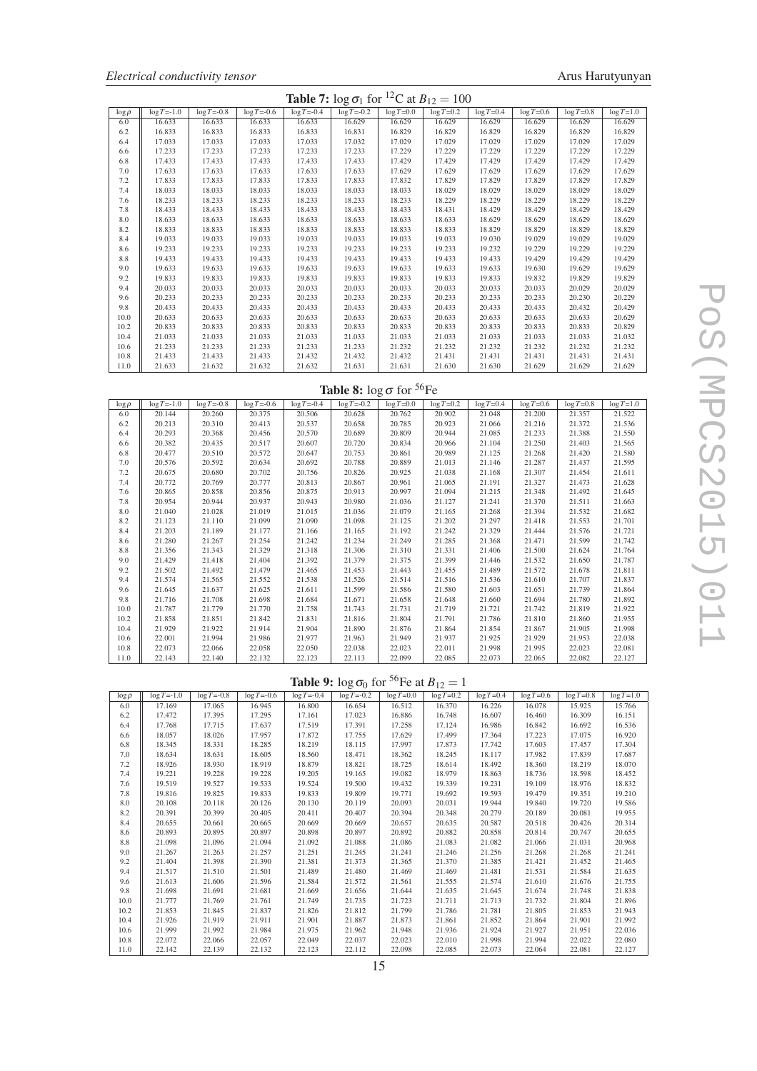**Table 7:** $\log\sigma_1$ for $^{12}$C at $B_{12} = 100$

| $\log\rho$ | $\log T$=-1.0 | $\log T$=-0.8 | $\log T$=-0.6 | $\log T$=-0.4 | $\log T$=-0.2 | $\log T$=0.0 | $\log T$=0.2 | $\log T$=0.4 | $\log T$=0.6 | $\log T$=0.8 | $\log T$=1.0 |
|---|---|---|---|---|---|---|---|---|---|---|---|
| 6.0 | 16.633 | 16.633 | 16.633 | 16.633 | 16.629 | 16.629 | 16.629 | 16.629 | 16.629 | 16.629 | 16.629 |
| 6.2 | 16.833 | 16.833 | 16.833 | 16.833 | 16.831 | 16.829 | 16.829 | 16.829 | 16.829 | 16.829 | 16.829 |
| 6.4 | 17.033 | 17.033 | 17.033 | 17.033 | 17.032 | 17.029 | 17.029 | 17.029 | 17.029 | 17.029 | 17.029 |
| 6.6 | 17.233 | 17.233 | 17.233 | 17.233 | 17.233 | 17.229 | 17.229 | 17.229 | 17.229 | 17.229 | 17.229 |
| 6.8 | 17.433 | 17.433 | 17.433 | 17.433 | 17.433 | 17.429 | 17.429 | 17.429 | 17.429 | 17.429 | 17.429 |
| 7.0 | 17.633 | 17.633 | 17.633 | 17.633 | 17.633 | 17.629 | 17.629 | 17.629 | 17.629 | 17.629 | 17.629 |
| 7.2 | 17.833 | 17.833 | 17.833 | 17.833 | 17.833 | 17.832 | 17.829 | 17.829 | 17.829 | 17.829 | 17.829 |
| 7.4 | 18.033 | 18.033 | 18.033 | 18.033 | 18.033 | 18.033 | 18.029 | 18.029 | 18.029 | 18.029 | 18.029 |
| 7.6 | 18.233 | 18.233 | 18.233 | 18.233 | 18.233 | 18.233 | 18.229 | 18.229 | 18.229 | 18.229 | 18.229 |
| 7.8 | 18.433 | 18.433 | 18.433 | 18.433 | 18.433 | 18.433 | 18.431 | 18.429 | 18.429 | 18.429 | 18.429 |
| 8.0 | 18.633 | 18.633 | 18.633 | 18.633 | 18.633 | 18.633 | 18.633 | 18.629 | 18.629 | 18.629 | 18.629 |
| 8.2 | 18.833 | 18.833 | 18.833 | 18.833 | 18.833 | 18.833 | 18.833 | 18.829 | 18.829 | 18.829 | 18.829 |
| 8.4 | 19.033 | 19.033 | 19.033 | 19.033 | 19.033 | 19.033 | 19.033 | 19.030 | 19.029 | 19.029 | 19.029 |
| 8.6 | 19.233 | 19.233 | 19.233 | 19.233 | 19.233 | 19.233 | 19.233 | 19.232 | 19.229 | 19.229 | 19.229 |
| 8.8 | 19.433 | 19.433 | 19.433 | 19.433 | 19.433 | 19.433 | 19.433 | 19.433 | 19.429 | 19.429 | 19.429 |
| 9.0 | 19.633 | 19.633 | 19.633 | 19.633 | 19.633 | 19.633 | 19.633 | 19.633 | 19.630 | 19.629 | 19.629 |
| 9.2 | 19.833 | 19.833 | 19.833 | 19.833 | 19.833 | 19.833 | 19.833 | 19.833 | 19.832 | 19.829 | 19.829 |
| 9.4 | 20.033 | 20.033 | 20.033 | 20.033 | 20.033 | 20.033 | 20.033 | 20.033 | 20.033 | 20.029 | 20.029 |
| 9.6 | 20.233 | 20.233 | 20.233 | 20.233 | 20.233 | 20.233 | 20.233 | 20.233 | 20.233 | 20.230 | 20.229 |
| 9.8 | 20.433 | 20.433 | 20.433 | 20.433 | 20.433 | 20.433 | 20.433 | 20.433 | 20.433 | 20.432 | 20.429 |
| 10.0 | 20.633 | 20.633 | 20.633 | 20.633 | 20.633 | 20.633 | 20.633 | 20.633 | 20.633 | 20.633 | 20.629 |
| 10.2 | 20.833 | 20.833 | 20.833 | 20.833 | 20.833 | 20.833 | 20.833 | 20.833 | 20.833 | 20.833 | 20.829 |
| 10.4 | 21.033 | 21.033 | 21.033 | 21.033 | 21.033 | 21.033 | 21.033 | 21.033 | 21.033 | 21.033 | 21.032 |
| 10.6 | 21.233 | 21.233 | 21.233 | 21.233 | 21.233 | 21.232 | 21.232 | 21.232 | 21.232 | 21.232 | 21.232 |
| 10.8 | 21.433 | 21.433 | 21.433 | 21.432 | 21.432 | 21.432 | 21.431 | 21.431 | 21.431 | 21.431 | 21.431 |
| 11.0 | 21.633 | 21.632 | 21.632 | 21.632 | 21.631 | 21.631 | 21.630 | 21.630 | 21.629 | 21.629 | 21.629 |

**Table 8:** $\log\sigma$ for $^{56}$Fe

| $\log\rho$ | $\log T$=-1.0 | $\log T$=-0.8 | $\log T$=-0.6 | $\log T$=-0.4 | $\log T$=-0.2 | $\log T$=0.0 | $\log T$=0.2 | $\log T$=0.4 | $\log T$=0.6 | $\log T$=0.8 | $\log T$=1.0 |
|---|---|---|---|---|---|---|---|---|---|---|---|
| 6.0 | 20.144 | 20.260 | 20.375 | 20.506 | 20.628 | 20.762 | 20.902 | 21.048 | 21.200 | 21.357 | 21.522 |
| 6.2 | 20.213 | 20.310 | 20.413 | 20.537 | 20.658 | 20.785 | 20.923 | 21.066 | 21.216 | 21.372 | 21.536 |
| 6.4 | 20.293 | 20.368 | 20.456 | 20.570 | 20.689 | 20.809 | 20.944 | 21.085 | 21.233 | 21.388 | 21.550 |
| 6.6 | 20.382 | 20.435 | 20.517 | 20.607 | 20.720 | 20.834 | 20.966 | 21.104 | 21.250 | 21.403 | 21.565 |
| 6.8 | 20.477 | 20.510 | 20.572 | 20.647 | 20.753 | 20.861 | 20.989 | 21.125 | 21.268 | 21.420 | 21.580 |
| 7.0 | 20.576 | 20.592 | 20.634 | 20.692 | 20.788 | 20.889 | 21.013 | 21.146 | 21.287 | 21.437 | 21.595 |
| 7.2 | 20.675 | 20.680 | 20.702 | 20.756 | 20.826 | 20.925 | 21.038 | 21.168 | 21.307 | 21.454 | 21.611 |
| 7.4 | 20.772 | 20.769 | 20.777 | 20.813 | 20.867 | 20.961 | 21.065 | 21.191 | 21.327 | 21.473 | 21.628 |
| 7.6 | 20.865 | 20.858 | 20.856 | 20.875 | 20.913 | 20.997 | 21.094 | 21.215 | 21.348 | 21.492 | 21.645 |
| 7.8 | 20.954 | 20.944 | 20.937 | 20.943 | 20.980 | 21.036 | 21.127 | 21.241 | 21.370 | 21.511 | 21.663 |
| 8.0 | 21.040 | 21.028 | 21.019 | 21.015 | 21.036 | 21.079 | 21.165 | 21.268 | 21.394 | 21.532 | 21.682 |
| 8.2 | 21.123 | 21.110 | 21.099 | 21.090 | 21.098 | 21.125 | 21.202 | 21.297 | 21.418 | 21.553 | 21.701 |
| 8.4 | 21.203 | 21.189 | 21.177 | 21.166 | 21.165 | 21.192 | 21.242 | 21.329 | 21.444 | 21.576 | 21.721 |
| 8.6 | 21.280 | 21.267 | 21.254 | 21.242 | 21.234 | 21.249 | 21.285 | 21.368 | 21.471 | 21.599 | 21.742 |
| 8.8 | 21.356 | 21.343 | 21.329 | 21.318 | 21.306 | 21.310 | 21.331 | 21.406 | 21.500 | 21.624 | 21.764 |
| 9.0 | 21.429 | 21.418 | 21.404 | 21.392 | 21.379 | 21.375 | 21.399 | 21.446 | 21.532 | 21.650 | 21.787 |
| 9.2 | 21.502 | 21.492 | 21.479 | 21.465 | 21.453 | 21.443 | 21.455 | 21.489 | 21.572 | 21.678 | 21.811 |
| 9.4 | 21.574 | 21.565 | 21.552 | 21.538 | 21.526 | 21.514 | 21.516 | 21.536 | 21.610 | 21.707 | 21.837 |
| 9.6 | 21.645 | 21.637 | 21.625 | 21.611 | 21.599 | 21.586 | 21.580 | 21.603 | 21.651 | 21.739 | 21.864 |
| 9.8 | 21.716 | 21.708 | 21.698 | 21.684 | 21.671 | 21.658 | 21.648 | 21.660 | 21.694 | 21.780 | 21.892 |
| 10.0 | 21.787 | 21.779 | 21.770 | 21.758 | 21.743 | 21.731 | 21.719 | 21.721 | 21.742 | 21.819 | 21.922 |
| 10.2 | 21.858 | 21.851 | 21.842 | 21.831 | 21.816 | 21.804 | 21.791 | 21.786 | 21.810 | 21.860 | 21.955 |
| 10.4 | 21.929 | 21.922 | 21.914 | 21.904 | 21.890 | 21.876 | 21.864 | 21.854 | 21.867 | 21.905 | 21.998 |
| 10.6 | 22.001 | 21.994 | 21.986 | 21.977 | 21.963 | 21.949 | 21.937 | 21.925 | 21.929 | 21.953 | 22.038 |
| 10.8 | 22.073 | 22.066 | 22.058 | 22.050 | 22.038 | 22.023 | 22.011 | 21.998 | 21.995 | 22.023 | 22.081 |
| 11.0 | 22.143 | 22.140 | 22.132 | 22.123 | 22.113 | 22.099 | 22.085 | 22.073 | 22.065 | 22.082 | 22.127 |

**Table 9:** $\log\sigma_0$ for $^{56}$Fe at $B_{12} = 1$

| $\log\rho$ | $\log T$=-1.0 | $\log T$=-0.8 | $\log T$=-0.6 | $\log T$=-0.4 | $\log T$=-0.2 | $\log T$=0.0 | $\log T$=0.2 | $\log T$=0.4 | $\log T$=0.6 | $\log T$=0.8 | $\log T$=1.0 |
|---|---|---|---|---|---|---|---|---|---|---|---|
| 6.0 | 17.169 | 17.065 | 16.945 | 16.800 | 16.654 | 16.512 | 16.370 | 16.226 | 16.078 | 15.925 | 15.766 |
| 6.2 | 17.472 | 17.395 | 17.295 | 17.161 | 17.023 | 16.886 | 16.748 | 16.607 | 16.460 | 16.309 | 16.151 |
| 6.4 | 17.768 | 17.715 | 17.637 | 17.519 | 17.391 | 17.258 | 17.124 | 16.986 | 16.842 | 16.692 | 16.536 |
| 6.6 | 18.057 | 18.026 | 17.957 | 17.872 | 17.755 | 17.629 | 17.499 | 17.364 | 17.223 | 17.075 | 16.920 |
| 6.8 | 18.345 | 18.331 | 18.285 | 18.219 | 18.115 | 17.997 | 17.873 | 17.742 | 17.603 | 17.457 | 17.304 |
| 7.0 | 18.634 | 18.631 | 18.605 | 18.560 | 18.471 | 18.362 | 18.245 | 18.117 | 17.982 | 17.839 | 17.687 |
| 7.2 | 18.926 | 18.930 | 18.919 | 18.879 | 18.821 | 18.725 | 18.614 | 18.492 | 18.360 | 18.219 | 18.070 |
| 7.4 | 19.221 | 19.228 | 19.228 | 19.205 | 19.165 | 19.082 | 18.979 | 18.863 | 18.736 | 18.598 | 18.452 |
| 7.6 | 19.519 | 19.527 | 19.533 | 19.524 | 19.500 | 19.432 | 19.339 | 19.231 | 19.109 | 18.976 | 18.832 |
| 7.8 | 19.816 | 19.825 | 19.833 | 19.833 | 19.809 | 19.771 | 19.692 | 19.593 | 19.479 | 19.351 | 19.210 |
| 8.0 | 20.108 | 20.118 | 20.126 | 20.130 | 20.119 | 20.093 | 20.031 | 19.944 | 19.840 | 19.720 | 19.586 |
| 8.2 | 20.391 | 20.399 | 20.405 | 20.411 | 20.407 | 20.394 | 20.348 | 20.279 | 20.189 | 20.081 | 19.955 |
| 8.4 | 20.655 | 20.661 | 20.665 | 20.669 | 20.669 | 20.657 | 20.635 | 20.587 | 20.518 | 20.426 | 20.314 |
| 8.6 | 20.893 | 20.895 | 20.897 | 20.898 | 20.897 | 20.892 | 20.882 | 20.858 | 20.814 | 20.747 | 20.655 |
| 8.8 | 21.098 | 21.096 | 21.094 | 21.092 | 21.088 | 21.086 | 21.083 | 21.082 | 21.066 | 21.031 | 20.968 |
| 9.0 | 21.267 | 21.263 | 21.257 | 21.251 | 21.245 | 21.241 | 21.246 | 21.256 | 21.268 | 21.268 | 21.241 |
| 9.2 | 21.404 | 21.398 | 21.390 | 21.381 | 21.373 | 21.365 | 21.370 | 21.385 | 21.421 | 21.452 | 21.465 |
| 9.4 | 21.517 | 21.510 | 21.501 | 21.489 | 21.480 | 21.469 | 21.469 | 21.481 | 21.531 | 21.584 | 21.635 |
| 9.6 | 21.613 | 21.606 | 21.596 | 21.584 | 21.572 | 21.561 | 21.555 | 21.574 | 21.610 | 21.676 | 21.755 |
| 9.8 | 21.698 | 21.691 | 21.681 | 21.669 | 21.656 | 21.644 | 21.635 | 21.645 | 21.674 | 21.748 | 21.838 |
| 10.0 | 21.777 | 21.769 | 21.761 | 21.749 | 21.735 | 21.723 | 21.711 | 21.713 | 21.732 | 21.804 | 21.896 |
| 10.2 | 21.853 | 21.845 | 21.837 | 21.826 | 21.812 | 21.799 | 21.786 | 21.781 | 21.805 | 21.853 | 21.943 |
| 10.4 | 21.926 | 21.919 | 21.911 | 21.901 | 21.887 | 21.873 | 21.861 | 21.852 | 21.864 | 21.901 | 21.992 |
| 10.6 | 21.999 | 21.992 | 21.984 | 21.975 | 21.962 | 21.948 | 21.936 | 21.924 | 21.927 | 21.951 | 22.036 |
| 10.8 | 22.072 | 22.066 | 22.057 | 22.049 | 22.037 | 22.023 | 22.010 | 21.998 | 21.994 | 22.022 | 22.080 |
| 11.0 | 22.142 | 22.139 | 22.132 | 22.123 | 22.112 | 22.098 | 22.085 | 22.073 | 22.064 | 22.081 | 22.127 |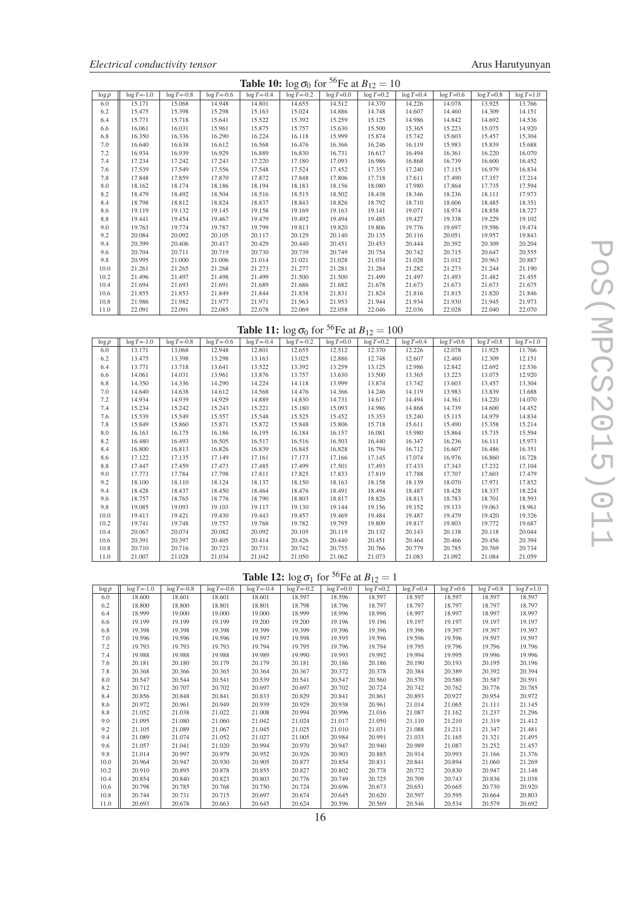**Table 10:** $\log \sigma_0$ for $^{56}$Fe at $B_{12} = 10$

| $\log \rho$ | $\log T$=-1.0 | $\log T$=-0.8 | $\log T$=-0.6 | $\log T$=-0.4 | $\log T$=-0.2 | $\log T$=0.0 | $\log T$=0.2 | $\log T$=0.4 | $\log T$=0.6 | $\log T$=0.8 | $\log T$=1.0 |
|---|---|---|---|---|---|---|---|---|---|---|---|
| 6.0 | 15.171 | 15.068 | 14.948 | 14.801 | 14.655 | 14.512 | 14.370 | 14.226 | 14.078 | 13.925 | 13.766 |
| 6.2 | 15.475 | 15.398 | 15.298 | 15.163 | 15.024 | 14.886 | 14.748 | 14.607 | 14.460 | 14.309 | 14.151 |
| 6.4 | 15.771 | 15.718 | 15.641 | 15.522 | 15.392 | 15.259 | 15.125 | 14.986 | 14.842 | 14.692 | 14.536 |
| 6.6 | 16.061 | 16.031 | 15.961 | 15.875 | 15.757 | 15.630 | 15.500 | 15.365 | 15.223 | 15.075 | 14.920 |
| 6.8 | 16.350 | 16.336 | 16.290 | 16.224 | 16.118 | 15.999 | 15.874 | 15.742 | 15.603 | 15.457 | 15.304 |
| 7.0 | 16.640 | 16.638 | 16.612 | 16.568 | 16.476 | 16.366 | 16.246 | 16.119 | 15.983 | 15.839 | 15.688 |
| 7.2 | 16.934 | 16.939 | 16.929 | 16.889 | 16.830 | 16.731 | 16.617 | 16.494 | 16.361 | 16.220 | 16.070 |
| 7.4 | 17.234 | 17.242 | 17.243 | 17.220 | 17.180 | 17.093 | 16.986 | 16.868 | 16.739 | 16.600 | 16.452 |
| 7.6 | 17.539 | 17.549 | 17.556 | 17.548 | 17.524 | 17.452 | 17.353 | 17.240 | 17.115 | 16.979 | 16.834 |
| 7.8 | 17.848 | 17.859 | 17.870 | 17.872 | 17.848 | 17.806 | 17.718 | 17.611 | 17.490 | 17.357 | 17.214 |
| 8.0 | 18.162 | 18.174 | 18.186 | 18.194 | 18.183 | 18.156 | 18.080 | 17.980 | 17.864 | 17.735 | 17.594 |
| 8.2 | 18.479 | 18.492 | 18.504 | 18.516 | 18.515 | 18.502 | 18.438 | 18.346 | 18.236 | 18.111 | 17.973 |
| 8.4 | 18.798 | 18.812 | 18.824 | 18.837 | 18.843 | 18.826 | 18.792 | 18.710 | 18.606 | 18.485 | 18.351 |
| 8.6 | 19.119 | 19.132 | 19.145 | 19.158 | 19.169 | 19.163 | 19.141 | 19.071 | 18.974 | 18.858 | 18.727 |
| 8.8 | 19.441 | 19.454 | 19.467 | 19.479 | 19.492 | 19.494 | 19.485 | 19.427 | 19.338 | 19.229 | 19.102 |
| 9.0 | 19.763 | 19.774 | 19.787 | 19.799 | 19.813 | 19.820 | 19.806 | 19.776 | 19.697 | 19.596 | 19.474 |
| 9.2 | 20.084 | 20.092 | 20.105 | 20.117 | 20.129 | 20.140 | 20.135 | 20.116 | 20.051 | 19.957 | 19.843 |
| 9.4 | 20.399 | 20.406 | 20.417 | 20.429 | 20.440 | 20.451 | 20.453 | 20.444 | 20.392 | 20.309 | 20.204 |
| 9.6 | 20.704 | 20.711 | 20.719 | 20.730 | 20.739 | 20.749 | 20.754 | 20.742 | 20.715 | 20.647 | 20.555 |
| 9.8 | 20.995 | 21.000 | 21.006 | 21.014 | 21.021 | 21.028 | 21.034 | 21.028 | 21.012 | 20.963 | 20.887 |
| 10.0 | 21.261 | 21.265 | 21.268 | 21.273 | 21.277 | 21.281 | 21.284 | 21.282 | 21.273 | 21.244 | 21.190 |
| 10.2 | 21.496 | 21.497 | 21.498 | 21.499 | 21.500 | 21.500 | 21.499 | 21.497 | 21.493 | 21.482 | 21.455 |
| 10.4 | 21.694 | 21.693 | 21.691 | 21.689 | 21.686 | 21.682 | 21.678 | 21.673 | 21.673 | 21.673 | 21.675 |
| 10.6 | 21.855 | 21.853 | 21.849 | 21.844 | 21.838 | 21.831 | 21.824 | 21.816 | 21.815 | 21.820 | 21.846 |
| 10.8 | 21.986 | 21.982 | 21.977 | 21.971 | 21.963 | 21.953 | 21.944 | 21.934 | 21.930 | 21.945 | 21.973 |
| 11.0 | 22.091 | 22.091 | 22.085 | 22.078 | 22.069 | 22.058 | 22.046 | 22.036 | 22.028 | 22.040 | 22.070 |

**Table 11:** $\log \sigma_0$ for $^{56}$Fe at $B_{12} = 100$

| $\log \rho$ | $\log T$=-1.0 | $\log T$=-0.8 | $\log T$=-0.6 | $\log T$=-0.4 | $\log T$=-0.2 | $\log T$=0.0 | $\log T$=0.2 | $\log T$=0.4 | $\log T$=0.6 | $\log T$=0.8 | $\log T$=1.0 |
|---|---|---|---|---|---|---|---|---|---|---|---|
| 6.0 | 13.171 | 13.068 | 12.948 | 12.801 | 12.655 | 12.512 | 12.370 | 12.226 | 12.078 | 11.925 | 11.766 |
| 6.2 | 13.475 | 13.398 | 13.298 | 13.163 | 13.025 | 12.886 | 12.748 | 12.607 | 12.460 | 12.309 | 12.151 |
| 6.4 | 13.771 | 13.718 | 13.641 | 13.522 | 13.392 | 13.259 | 13.125 | 12.986 | 12.842 | 12.692 | 12.536 |
| 6.6 | 14.061 | 14.031 | 13.961 | 13.876 | 13.757 | 13.630 | 13.500 | 13.365 | 13.223 | 13.075 | 12.920 |
| 6.8 | 14.350 | 14.336 | 14.290 | 14.224 | 14.118 | 13.999 | 13.874 | 13.742 | 13.603 | 13.457 | 13.304 |
| 7.0 | 14.640 | 14.638 | 14.612 | 14.568 | 14.476 | 14.366 | 14.246 | 14.119 | 13.983 | 13.839 | 13.688 |
| 7.2 | 14.934 | 14.939 | 14.929 | 14.889 | 14.830 | 14.731 | 14.617 | 14.494 | 14.361 | 14.220 | 14.070 |
| 7.4 | 15.234 | 15.242 | 15.243 | 15.221 | 15.180 | 15.093 | 14.986 | 14.868 | 14.739 | 14.600 | 14.452 |
| 7.6 | 15.539 | 15.549 | 15.557 | 15.548 | 15.525 | 15.452 | 15.353 | 15.240 | 15.115 | 14.979 | 14.834 |
| 7.8 | 15.849 | 15.860 | 15.871 | 15.872 | 15.848 | 15.806 | 15.718 | 15.611 | 15.490 | 15.358 | 15.214 |
| 8.0 | 16.163 | 16.175 | 16.186 | 16.195 | 16.184 | 16.157 | 16.081 | 15.980 | 15.864 | 15.735 | 15.594 |
| 8.2 | 16.480 | 16.493 | 16.505 | 16.517 | 16.516 | 16.503 | 16.440 | 16.347 | 16.236 | 16.111 | 15.973 |
| 8.4 | 16.800 | 16.813 | 16.826 | 16.839 | 16.845 | 16.828 | 16.794 | 16.712 | 16.607 | 16.486 | 16.351 |
| 8.6 | 17.122 | 17.135 | 17.149 | 17.161 | 17.173 | 17.166 | 17.145 | 17.074 | 16.976 | 16.860 | 16.728 |
| 8.8 | 17.447 | 17.459 | 17.473 | 17.485 | 17.499 | 17.501 | 17.493 | 17.433 | 17.343 | 17.232 | 17.104 |
| 9.0 | 17.773 | 17.784 | 17.798 | 17.811 | 17.825 | 17.833 | 17.819 | 17.788 | 17.707 | 17.603 | 17.479 |
| 9.2 | 18.100 | 18.110 | 18.124 | 18.137 | 18.150 | 18.163 | 18.158 | 18.139 | 18.070 | 17.971 | 17.852 |
| 9.4 | 18.428 | 18.437 | 18.450 | 18.464 | 18.476 | 18.491 | 18.494 | 18.487 | 18.428 | 18.337 | 18.224 |
| 9.6 | 18.757 | 18.765 | 18.776 | 18.790 | 18.803 | 18.817 | 18.826 | 18.813 | 18.783 | 18.701 | 18.593 |
| 9.8 | 19.085 | 19.093 | 19.103 | 19.117 | 19.130 | 19.144 | 19.156 | 19.152 | 19.133 | 19.063 | 18.961 |
| 10.0 | 19.413 | 19.421 | 19.430 | 19.443 | 19.457 | 19.469 | 19.484 | 19.487 | 19.479 | 19.420 | 19.326 |
| 10.2 | 19.741 | 19.748 | 19.757 | 19.768 | 19.782 | 19.795 | 19.809 | 19.817 | 19.803 | 19.772 | 19.687 |
| 10.4 | 20.067 | 20.074 | 20.082 | 20.092 | 20.105 | 20.119 | 20.132 | 20.143 | 20.138 | 20.118 | 20.044 |
| 10.6 | 20.391 | 20.397 | 20.405 | 20.414 | 20.426 | 20.440 | 20.451 | 20.464 | 20.466 | 20.456 | 20.394 |
| 10.8 | 20.710 | 20.716 | 20.723 | 20.731 | 20.742 | 20.755 | 20.766 | 20.779 | 20.785 | 20.769 | 20.734 |
| 11.0 | 21.007 | 21.028 | 21.034 | 21.042 | 21.050 | 21.062 | 21.073 | 21.083 | 21.092 | 21.084 | 21.059 |

**Table 12:** $\log \sigma_1$ for $^{56}$Fe at $B_{12} = 1$

| $\log \rho$ | $\log T$=-1.0 | $\log T$=-0.8 | $\log T$=-0.6 | $\log T$=-0.4 | $\log T$=-0.2 | $\log T$=0.0 | $\log T$=0.2 | $\log T$=0.4 | $\log T$=0.6 | $\log T$=0.8 | $\log T$=1.0 |
|---|---|---|---|---|---|---|---|---|---|---|---|
| 6.0 | 18.600 | 18.601 | 18.601 | 18.601 | 18.597 | 18.596 | 18.597 | 18.597 | 18.597 | 18.597 | 18.597 |
| 6.2 | 18.800 | 18.800 | 18.801 | 18.801 | 18.798 | 18.796 | 18.797 | 18.797 | 18.797 | 18.797 | 18.797 |
| 6.4 | 18.999 | 19.000 | 19.000 | 19.000 | 18.999 | 18.996 | 18.996 | 18.997 | 18.997 | 18.997 | 18.997 |
| 6.6 | 19.199 | 19.199 | 19.199 | 19.200 | 19.200 | 19.196 | 19.196 | 19.197 | 19.197 | 19.197 | 19.197 |
| 6.8 | 19.398 | 19.398 | 19.398 | 19.399 | 19.399 | 19.396 | 19.396 | 19.396 | 19.397 | 19.397 | 19.397 |
| 7.0 | 19.596 | 19.596 | 19.596 | 19.597 | 19.598 | 19.595 | 19.596 | 19.596 | 19.596 | 19.597 | 19.597 |
| 7.2 | 19.793 | 19.793 | 19.793 | 19.794 | 19.795 | 19.796 | 19.794 | 19.795 | 19.796 | 19.796 | 19.796 |
| 7.4 | 19.988 | 19.988 | 19.988 | 19.989 | 19.990 | 19.993 | 19.992 | 19.994 | 19.995 | 19.996 | 19.996 |
| 7.6 | 20.181 | 20.180 | 20.179 | 20.179 | 20.181 | 20.186 | 20.186 | 20.190 | 20.193 | 20.195 | 20.196 |
| 7.8 | 20.368 | 20.366 | 20.365 | 20.364 | 20.367 | 20.372 | 20.378 | 20.384 | 20.389 | 20.392 | 20.394 |
| 8.0 | 20.547 | 20.544 | 20.541 | 20.539 | 20.541 | 20.547 | 20.560 | 20.570 | 20.580 | 20.587 | 20.591 |
| 8.2 | 20.712 | 20.707 | 20.702 | 20.697 | 20.697 | 20.702 | 20.724 | 20.742 | 20.762 | 20.776 | 20.785 |
| 8.4 | 20.856 | 20.848 | 20.841 | 20.833 | 20.829 | 20.841 | 20.861 | 20.893 | 20.927 | 20.954 | 20.972 |
| 8.6 | 20.972 | 20.961 | 20.949 | 20.939 | 20.929 | 20.938 | 20.961 | 21.014 | 21.065 | 21.111 | 21.145 |
| 8.8 | 21.052 | 21.038 | 21.022 | 21.008 | 20.994 | 20.996 | 21.016 | 21.087 | 21.162 | 21.237 | 21.296 |
| 9.0 | 21.095 | 21.080 | 21.060 | 21.042 | 21.024 | 21.017 | 21.050 | 21.110 | 21.210 | 21.319 | 21.412 |
| 9.2 | 21.105 | 21.089 | 21.067 | 21.045 | 21.025 | 21.010 | 21.031 | 21.088 | 21.211 | 21.347 | 21.481 |
| 9.4 | 21.089 | 21.074 | 21.052 | 21.027 | 21.005 | 20.984 | 20.991 | 21.033 | 21.165 | 21.321 | 21.495 |
| 9.6 | 21.057 | 21.041 | 21.020 | 20.994 | 20.970 | 20.947 | 20.940 | 20.989 | 21.087 | 21.252 | 21.457 |
| 9.8 | 21.014 | 20.997 | 20.979 | 20.952 | 20.926 | 20.903 | 20.885 | 20.914 | 20.993 | 21.166 | 21.376 |
| 10.0 | 20.964 | 20.947 | 20.930 | 20.905 | 20.877 | 20.854 | 20.831 | 20.841 | 20.894 | 21.060 | 21.269 |
| 10.2 | 20.910 | 20.895 | 20.878 | 20.855 | 20.827 | 20.802 | 20.778 | 20.772 | 20.830 | 20.947 | 21.148 |
| 10.4 | 20.854 | 20.840 | 20.823 | 20.803 | 20.776 | 20.749 | 20.725 | 20.709 | 20.743 | 20.836 | 21.038 |
| 10.6 | 20.798 | 20.785 | 20.768 | 20.750 | 20.724 | 20.696 | 20.673 | 20.651 | 20.665 | 20.730 | 20.920 |
| 10.8 | 20.744 | 20.731 | 20.715 | 20.697 | 20.674 | 20.645 | 20.620 | 20.597 | 20.595 | 20.664 | 20.803 |
| 11.0 | 20.693 | 20.678 | 20.663 | 20.645 | 20.624 | 20.596 | 20.569 | 20.546 | 20.534 | 20.579 | 20.692 |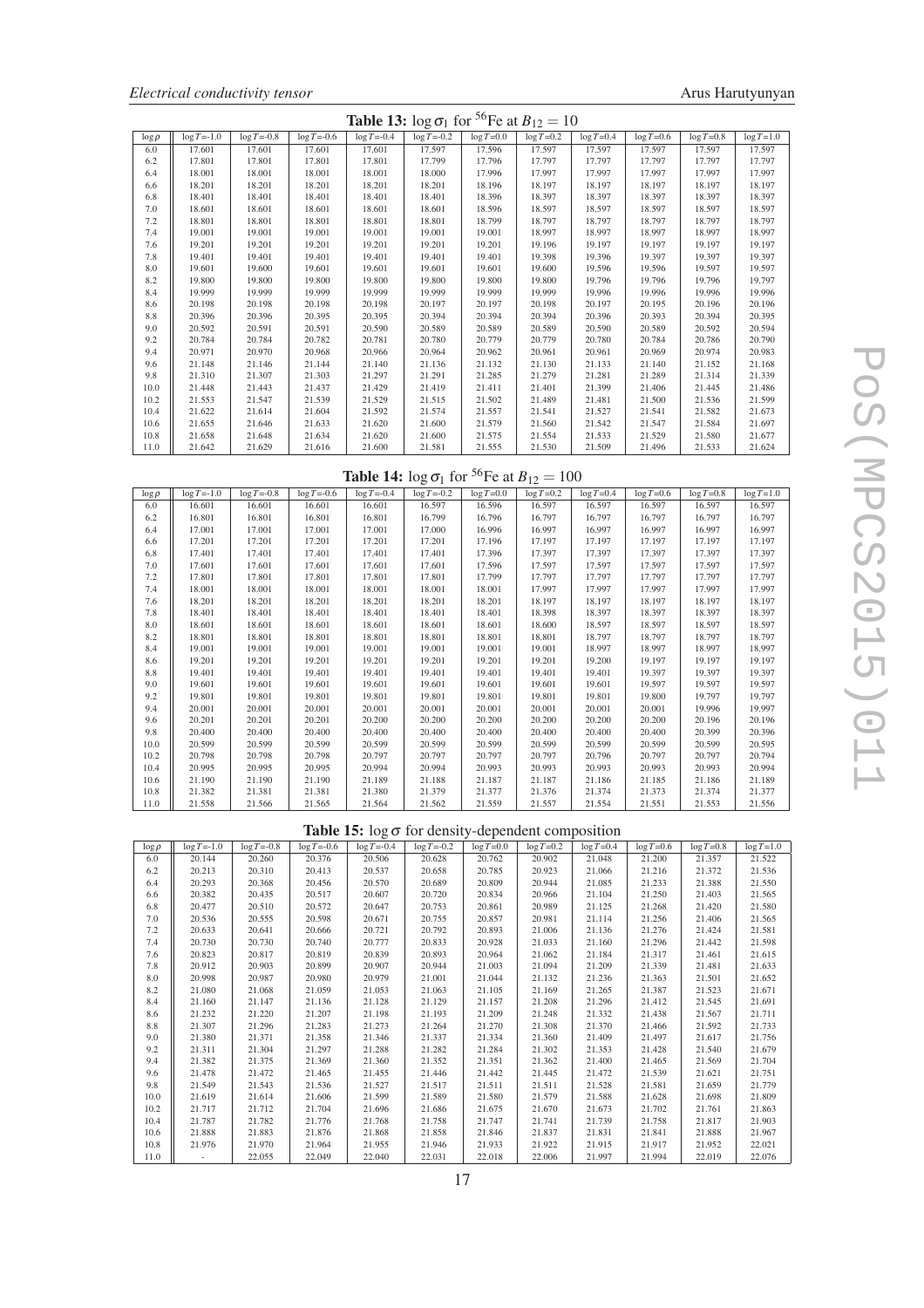**Table 13:** $\log \sigma_1$ for $^{56}$Fe at $B_{12} = 10$

| $\log \rho$ | $\log T$=-1.0 | $\log T$=-0.8 | $\log T$=-0.6 | $\log T$=-0.4 | $\log T$=-0.2 | $\log T$=0.0 | $\log T$=0.2 | $\log T$=0.4 | $\log T$=0.6 | $\log T$=0.8 | $\log T$=1.0 |
|---|---|---|---|---|---|---|---|---|---|---|---|
| 6.0 | 17.601 | 17.601 | 17.601 | 17.601 | 17.597 | 17.596 | 17.597 | 17.597 | 17.597 | 17.597 | 17.597 |
| 6.2 | 17.801 | 17.801 | 17.801 | 17.801 | 17.799 | 17.796 | 17.797 | 17.797 | 17.797 | 17.797 | 17.797 |
| 6.4 | 18.001 | 18.001 | 18.001 | 18.001 | 18.000 | 17.996 | 17.997 | 17.997 | 17.997 | 17.997 | 17.997 |
| 6.6 | 18.201 | 18.201 | 18.201 | 18.201 | 18.201 | 18.196 | 18.197 | 18.197 | 18.197 | 18.197 | 18.197 |
| 6.8 | 18.401 | 18.401 | 18.401 | 18.401 | 18.401 | 18.396 | 18.397 | 18.397 | 18.397 | 18.397 | 18.397 |
| 7.0 | 18.601 | 18.601 | 18.601 | 18.601 | 18.601 | 18.596 | 18.597 | 18.597 | 18.597 | 18.597 | 18.597 |
| 7.2 | 18.801 | 18.801 | 18.801 | 18.801 | 18.801 | 18.799 | 18.797 | 18.797 | 18.797 | 18.797 | 18.797 |
| 7.4 | 19.001 | 19.001 | 19.001 | 19.001 | 19.001 | 19.001 | 18.997 | 18.997 | 18.997 | 18.997 | 18.997 |
| 7.6 | 19.201 | 19.201 | 19.201 | 19.201 | 19.201 | 19.201 | 19.196 | 19.197 | 19.197 | 19.197 | 19.197 |
| 7.8 | 19.401 | 19.401 | 19.401 | 19.401 | 19.401 | 19.401 | 19.398 | 19.396 | 19.397 | 19.397 | 19.397 |
| 8.0 | 19.601 | 19.600 | 19.601 | 19.601 | 19.601 | 19.601 | 19.600 | 19.596 | 19.596 | 19.597 | 19.597 |
| 8.2 | 19.800 | 19.800 | 19.800 | 19.800 | 19.800 | 19.800 | 19.800 | 19.796 | 19.796 | 19.796 | 19.797 |
| 8.4 | 19.999 | 19.999 | 19.999 | 19.999 | 19.999 | 19.999 | 19.999 | 19.996 | 19.996 | 19.996 | 19.996 |
| 8.6 | 20.198 | 20.198 | 20.198 | 20.198 | 20.197 | 20.197 | 20.198 | 20.197 | 20.195 | 20.196 | 20.196 |
| 8.8 | 20.396 | 20.396 | 20.395 | 20.395 | 20.394 | 20.394 | 20.394 | 20.396 | 20.393 | 20.394 | 20.395 |
| 9.0 | 20.592 | 20.591 | 20.591 | 20.590 | 20.589 | 20.589 | 20.589 | 20.590 | 20.589 | 20.592 | 20.594 |
| 9.2 | 20.784 | 20.784 | 20.782 | 20.781 | 20.780 | 20.779 | 20.779 | 20.780 | 20.784 | 20.786 | 20.790 |
| 9.4 | 20.971 | 20.970 | 20.968 | 20.966 | 20.964 | 20.962 | 20.961 | 20.961 | 20.969 | 20.974 | 20.983 |
| 9.6 | 21.148 | 21.146 | 21.144 | 21.140 | 21.136 | 21.132 | 21.130 | 21.133 | 21.140 | 21.152 | 21.168 |
| 9.8 | 21.310 | 21.307 | 21.303 | 21.297 | 21.291 | 21.285 | 21.279 | 21.281 | 21.289 | 21.314 | 21.339 |
| 10.0 | 21.448 | 21.443 | 21.437 | 21.429 | 21.419 | 21.411 | 21.401 | 21.399 | 21.406 | 21.445 | 21.486 |
| 10.2 | 21.553 | 21.547 | 21.539 | 21.529 | 21.515 | 21.502 | 21.489 | 21.481 | 21.500 | 21.536 | 21.599 |
| 10.4 | 21.622 | 21.614 | 21.604 | 21.592 | 21.574 | 21.557 | 21.541 | 21.527 | 21.541 | 21.582 | 21.673 |
| 10.6 | 21.655 | 21.646 | 21.633 | 21.620 | 21.600 | 21.579 | 21.560 | 21.542 | 21.547 | 21.584 | 21.697 |
| 10.8 | 21.658 | 21.648 | 21.634 | 21.620 | 21.600 | 21.575 | 21.554 | 21.533 | 21.529 | 21.580 | 21.677 |
| 11.0 | 21.642 | 21.629 | 21.616 | 21.600 | 21.581 | 21.555 | 21.530 | 21.509 | 21.496 | 21.533 | 21.624 |

**Table 14:** $\log \sigma_1$ for $^{56}$Fe at $B_{12} = 100$

| $\log \rho$ | $\log T$=-1.0 | $\log T$=-0.8 | $\log T$=-0.6 | $\log T$=-0.4 | $\log T$=-0.2 | $\log T$=0.0 | $\log T$=0.2 | $\log T$=0.4 | $\log T$=0.6 | $\log T$=0.8 | $\log T$=1.0 |
|---|---|---|---|---|---|---|---|---|---|---|---|
| 6.0 | 16.601 | 16.601 | 16.601 | 16.601 | 16.597 | 16.596 | 16.597 | 16.597 | 16.597 | 16.597 | 16.597 |
| 6.2 | 16.801 | 16.801 | 16.801 | 16.801 | 16.799 | 16.796 | 16.797 | 16.797 | 16.797 | 16.797 | 16.797 |
| 6.4 | 17.001 | 17.001 | 17.001 | 17.001 | 17.000 | 16.996 | 16.997 | 16.997 | 16.997 | 16.997 | 16.997 |
| 6.6 | 17.201 | 17.201 | 17.201 | 17.201 | 17.201 | 17.196 | 17.197 | 17.197 | 17.197 | 17.197 | 17.197 |
| 6.8 | 17.401 | 17.401 | 17.401 | 17.401 | 17.401 | 17.396 | 17.397 | 17.397 | 17.397 | 17.397 | 17.397 |
| 7.0 | 17.601 | 17.601 | 17.601 | 17.601 | 17.601 | 17.596 | 17.597 | 17.597 | 17.597 | 17.597 | 17.597 |
| 7.2 | 17.801 | 17.801 | 17.801 | 17.801 | 17.801 | 17.799 | 17.797 | 17.797 | 17.797 | 17.797 | 17.797 |
| 7.4 | 18.001 | 18.001 | 18.001 | 18.001 | 18.001 | 18.001 | 17.997 | 17.997 | 17.997 | 17.997 | 17.997 |
| 7.6 | 18.201 | 18.201 | 18.201 | 18.201 | 18.201 | 18.201 | 18.197 | 18.197 | 18.197 | 18.197 | 18.197 |
| 7.8 | 18.401 | 18.401 | 18.401 | 18.401 | 18.401 | 18.401 | 18.398 | 18.397 | 18.397 | 18.397 | 18.397 |
| 8.0 | 18.601 | 18.601 | 18.601 | 18.601 | 18.601 | 18.601 | 18.600 | 18.597 | 18.597 | 18.597 | 18.597 |
| 8.2 | 18.801 | 18.801 | 18.801 | 18.801 | 18.801 | 18.801 | 18.801 | 18.797 | 18.797 | 18.797 | 18.797 |
| 8.4 | 19.001 | 19.001 | 19.001 | 19.001 | 19.001 | 19.001 | 19.001 | 18.997 | 18.997 | 18.997 | 18.997 |
| 8.6 | 19.201 | 19.201 | 19.201 | 19.201 | 19.201 | 19.201 | 19.201 | 19.200 | 19.197 | 19.197 | 19.197 |
| 8.8 | 19.401 | 19.401 | 19.401 | 19.401 | 19.401 | 19.401 | 19.401 | 19.401 | 19.397 | 19.397 | 19.397 |
| 9.0 | 19.601 | 19.601 | 19.601 | 19.601 | 19.601 | 19.601 | 19.601 | 19.601 | 19.597 | 19.597 | 19.597 |
| 9.2 | 19.801 | 19.801 | 19.801 | 19.801 | 19.801 | 19.801 | 19.801 | 19.801 | 19.800 | 19.797 | 19.797 |
| 9.4 | 20.001 | 20.001 | 20.001 | 20.001 | 20.001 | 20.001 | 20.001 | 20.001 | 20.001 | 19.996 | 19.997 |
| 9.6 | 20.201 | 20.201 | 20.201 | 20.200 | 20.200 | 20.200 | 20.200 | 20.200 | 20.200 | 20.196 | 20.196 |
| 9.8 | 20.400 | 20.400 | 20.400 | 20.400 | 20.400 | 20.400 | 20.400 | 20.400 | 20.400 | 20.399 | 20.396 |
| 10.0 | 20.599 | 20.599 | 20.599 | 20.599 | 20.599 | 20.599 | 20.599 | 20.599 | 20.599 | 20.599 | 20.595 |
| 10.2 | 20.798 | 20.798 | 20.798 | 20.797 | 20.797 | 20.797 | 20.797 | 20.796 | 20.797 | 20.797 | 20.794 |
| 10.4 | 20.995 | 20.995 | 20.995 | 20.994 | 20.994 | 20.993 | 20.993 | 20.993 | 20.993 | 20.993 | 20.994 |
| 10.6 | 21.190 | 21.190 | 21.190 | 21.189 | 21.188 | 21.187 | 21.187 | 21.186 | 21.185 | 21.186 | 21.189 |
| 10.8 | 21.382 | 21.381 | 21.381 | 21.380 | 21.379 | 21.377 | 21.376 | 21.374 | 21.373 | 21.374 | 21.377 |
| 11.0 | 21.558 | 21.566 | 21.565 | 21.564 | 21.562 | 21.559 | 21.557 | 21.554 | 21.551 | 21.553 | 21.556 |

**Table 15:** $\log \sigma$ for density-dependent composition

| $\log \rho$ | $\log T$=-1.0 | $\log T$=-0.8 | $\log T$=-0.6 | $\log T$=-0.4 | $\log T$=-0.2 | $\log T$=0.0 | $\log T$=0.2 | $\log T$=0.4 | $\log T$=0.6 | $\log T$=0.8 | $\log T$=1.0 |
|---|---|---|---|---|---|---|---|---|---|---|---|
| 6.0 | 20.144 | 20.260 | 20.376 | 20.506 | 20.628 | 20.762 | 20.902 | 21.048 | 21.200 | 21.357 | 21.522 |
| 6.2 | 20.213 | 20.310 | 20.413 | 20.537 | 20.658 | 20.785 | 20.923 | 21.066 | 21.216 | 21.372 | 21.536 |
| 6.4 | 20.293 | 20.368 | 20.456 | 20.570 | 20.689 | 20.809 | 20.944 | 21.085 | 21.233 | 21.388 | 21.550 |
| 6.6 | 20.382 | 20.435 | 20.517 | 20.607 | 20.720 | 20.834 | 20.966 | 21.104 | 21.250 | 21.403 | 21.565 |
| 6.8 | 20.477 | 20.510 | 20.572 | 20.647 | 20.753 | 20.861 | 20.989 | 21.125 | 21.268 | 21.420 | 21.580 |
| 7.0 | 20.536 | 20.555 | 20.598 | 20.671 | 20.755 | 20.857 | 20.981 | 21.114 | 21.256 | 21.406 | 21.565 |
| 7.2 | 20.633 | 20.641 | 20.666 | 20.721 | 20.792 | 20.893 | 21.006 | 21.136 | 21.276 | 21.424 | 21.581 |
| 7.4 | 20.730 | 20.730 | 20.740 | 20.777 | 20.833 | 20.928 | 21.033 | 21.160 | 21.296 | 21.442 | 21.598 |
| 7.6 | 20.823 | 20.817 | 20.819 | 20.839 | 20.893 | 20.964 | 21.062 | 21.184 | 21.317 | 21.461 | 21.615 |
| 7.8 | 20.912 | 20.903 | 20.899 | 20.907 | 20.944 | 21.003 | 21.094 | 21.209 | 21.339 | 21.481 | 21.633 |
| 8.0 | 20.998 | 20.987 | 20.980 | 20.979 | 21.001 | 21.044 | 21.132 | 21.236 | 21.363 | 21.501 | 21.652 |
| 8.2 | 21.080 | 21.068 | 21.059 | 21.053 | 21.063 | 21.105 | 21.169 | 21.265 | 21.387 | 21.523 | 21.671 |
| 8.4 | 21.160 | 21.147 | 21.136 | 21.128 | 21.129 | 21.157 | 21.208 | 21.296 | 21.412 | 21.545 | 21.691 |
| 8.6 | 21.232 | 21.220 | 21.207 | 21.198 | 21.193 | 21.209 | 21.248 | 21.332 | 21.438 | 21.567 | 21.711 |
| 8.8 | 21.307 | 21.296 | 21.283 | 21.273 | 21.264 | 21.270 | 21.308 | 21.370 | 21.466 | 21.592 | 21.733 |
| 9.0 | 21.380 | 21.371 | 21.358 | 21.346 | 21.337 | 21.334 | 21.360 | 21.409 | 21.497 | 21.617 | 21.756 |
| 9.2 | 21.311 | 21.304 | 21.297 | 21.288 | 21.282 | 21.284 | 21.302 | 21.353 | 21.428 | 21.540 | 21.679 |
| 9.4 | 21.382 | 21.375 | 21.369 | 21.360 | 21.352 | 21.351 | 21.362 | 21.400 | 21.465 | 21.569 | 21.704 |
| 9.6 | 21.478 | 21.472 | 21.465 | 21.455 | 21.446 | 21.442 | 21.445 | 21.472 | 21.539 | 21.621 | 21.751 |
| 9.8 | 21.549 | 21.543 | 21.536 | 21.527 | 21.517 | 21.511 | 21.511 | 21.528 | 21.581 | 21.659 | 21.779 |
| 10.0 | 21.619 | 21.614 | 21.606 | 21.599 | 21.589 | 21.580 | 21.579 | 21.588 | 21.628 | 21.698 | 21.809 |
| 10.2 | 21.717 | 21.712 | 21.704 | 21.696 | 21.686 | 21.675 | 21.670 | 21.673 | 21.702 | 21.761 | 21.863 |
| 10.4 | 21.787 | 21.782 | 21.776 | 21.768 | 21.758 | 21.747 | 21.741 | 21.739 | 21.758 | 21.817 | 21.903 |
| 10.6 | 21.888 | 21.883 | 21.876 | 21.868 | 21.858 | 21.846 | 21.837 | 21.831 | 21.841 | 21.888 | 21.967 |
| 10.8 | 21.976 | 21.970 | 21.964 | 21.955 | 21.946 | 21.933 | 21.922 | 21.915 | 21.917 | 21.952 | 22.021 |
| 11.0 | - | 22.055 | 22.049 | 22.040 | 22.031 | 22.018 | 22.006 | 21.997 | 21.994 | 22.019 | 22.076 |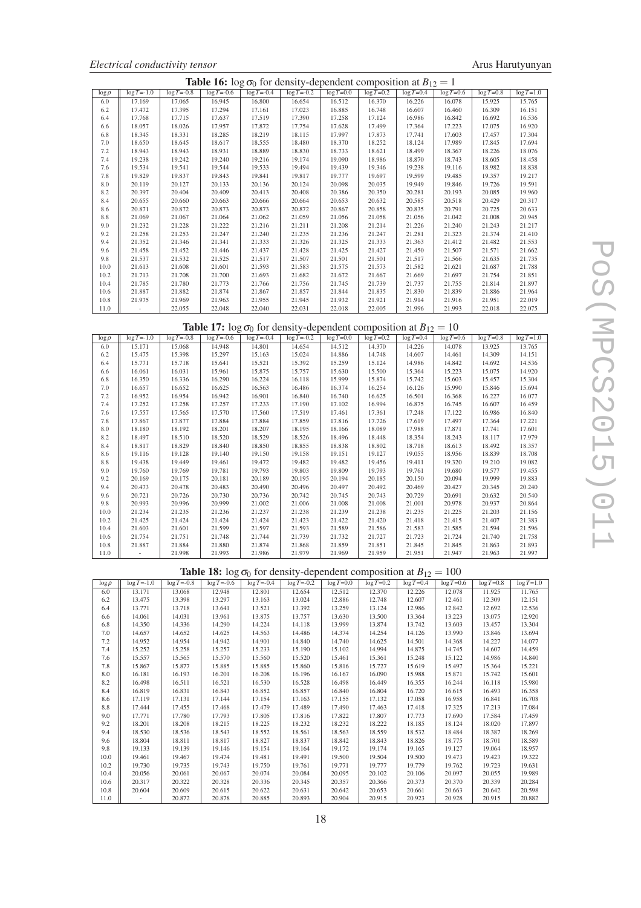**Table 16:** $\log \sigma_0$ for density-dependent composition at $B_{12} = 1$

| $\log \rho$ | $\log T$=-1.0 | $\log T$=-0.8 | $\log T$=-0.6 | $\log T$=-0.4 | $\log T$=-0.2 | $\log T$=0.0 | $\log T$=0.2 | $\log T$=0.4 | $\log T$=0.6 | $\log T$=0.8 | $\log T$=1.0 |
|---|---|---|---|---|---|---|---|---|---|---|---|
| 6.0 | 17.169 | 17.065 | 16.945 | 16.800 | 16.654 | 16.512 | 16.370 | 16.226 | 16.078 | 15.925 | 15.765 |
| 6.2 | 17.472 | 17.395 | 17.294 | 17.161 | 17.023 | 16.885 | 16.748 | 16.607 | 16.460 | 16.309 | 16.151 |
| 6.4 | 17.768 | 17.715 | 17.637 | 17.519 | 17.390 | 17.258 | 17.124 | 16.986 | 16.842 | 16.692 | 16.536 |
| 6.6 | 18.057 | 18.026 | 17.957 | 17.872 | 17.754 | 17.628 | 17.499 | 17.364 | 17.223 | 17.075 | 16.920 |
| 6.8 | 18.345 | 18.331 | 18.285 | 18.219 | 18.115 | 17.997 | 17.873 | 17.741 | 17.603 | 17.457 | 17.304 |
| 7.0 | 18.650 | 18.645 | 18.617 | 18.555 | 18.480 | 18.370 | 18.252 | 18.124 | 17.989 | 17.845 | 17.694 |
| 7.2 | 18.943 | 18.943 | 18.931 | 18.889 | 18.830 | 18.733 | 18.621 | 18.499 | 18.367 | 18.226 | 18.076 |
| 7.4 | 19.238 | 19.242 | 19.240 | 19.216 | 19.174 | 19.090 | 18.986 | 18.870 | 18.743 | 18.605 | 18.458 |
| 7.6 | 19.534 | 19.541 | 19.544 | 19.533 | 19.494 | 19.439 | 19.346 | 19.238 | 19.116 | 18.982 | 18.838 |
| 7.8 | 19.829 | 19.837 | 19.843 | 19.841 | 19.817 | 19.777 | 19.697 | 19.599 | 19.485 | 19.357 | 19.217 |
| 8.0 | 20.119 | 20.127 | 20.133 | 20.136 | 20.124 | 20.098 | 20.035 | 19.949 | 19.846 | 19.726 | 19.591 |
| 8.2 | 20.397 | 20.404 | 20.409 | 20.413 | 20.408 | 20.386 | 20.350 | 20.281 | 20.193 | 20.085 | 19.960 |
| 8.4 | 20.655 | 20.660 | 20.663 | 20.666 | 20.664 | 20.653 | 20.632 | 20.585 | 20.518 | 20.429 | 20.317 |
| 8.6 | 20.871 | 20.872 | 20.873 | 20.873 | 20.872 | 20.867 | 20.858 | 20.835 | 20.791 | 20.725 | 20.633 |
| 8.8 | 21.069 | 21.067 | 21.064 | 21.062 | 21.059 | 21.056 | 21.058 | 21.056 | 21.042 | 21.008 | 20.945 |
| 9.0 | 21.232 | 21.228 | 21.222 | 21.216 | 21.211 | 21.208 | 21.214 | 21.226 | 21.240 | 21.243 | 21.217 |
| 9.2 | 21.258 | 21.253 | 21.247 | 21.240 | 21.235 | 21.236 | 21.247 | 21.281 | 21.323 | 21.374 | 21.410 |
| 9.4 | 21.352 | 21.346 | 21.341 | 21.333 | 21.326 | 21.325 | 21.333 | 21.363 | 21.412 | 21.482 | 21.553 |
| 9.6 | 21.458 | 21.452 | 21.446 | 21.437 | 21.428 | 21.425 | 21.427 | 21.450 | 21.507 | 21.571 | 21.662 |
| 9.8 | 21.537 | 21.532 | 21.525 | 21.517 | 21.507 | 21.501 | 21.501 | 21.517 | 21.566 | 21.635 | 21.735 |
| 10.0 | 21.613 | 21.608 | 21.601 | 21.593 | 21.583 | 21.575 | 21.573 | 21.582 | 21.621 | 21.687 | 21.788 |
| 10.2 | 21.713 | 21.708 | 21.700 | 21.693 | 21.682 | 21.672 | 21.667 | 21.669 | 21.697 | 21.754 | 21.851 |
| 10.4 | 21.785 | 21.780 | 21.773 | 21.766 | 21.756 | 21.745 | 21.739 | 21.737 | 21.755 | 21.814 | 21.897 |
| 10.6 | 21.887 | 21.882 | 21.874 | 21.867 | 21.857 | 21.844 | 21.835 | 21.830 | 21.839 | 21.886 | 21.964 |
| 10.8 | 21.975 | 21.969 | 21.963 | 21.955 | 21.945 | 21.932 | 21.921 | 21.914 | 21.916 | 21.951 | 22.019 |
| 11.0 | - | 22.055 | 22.048 | 22.040 | 22.031 | 22.018 | 22.005 | 21.996 | 21.993 | 22.018 | 22.075 |

**Table 17:** $\log \sigma_0$ for density-dependent composition at $B_{12} = 10$

| $\log \rho$ | $\log T$=-1.0 | $\log T$=-0.8 | $\log T$=-0.6 | $\log T$=-0.4 | $\log T$=-0.2 | $\log T$=0.0 | $\log T$=0.2 | $\log T$=0.4 | $\log T$=0.6 | $\log T$=0.8 | $\log T$=1.0 |
|---|---|---|---|---|---|---|---|---|---|---|---|
| 6.0 | 15.171 | 15.068 | 14.948 | 14.801 | 14.654 | 14.512 | 14.370 | 14.226 | 14.078 | 13.925 | 13.765 |
| 6.2 | 15.475 | 15.398 | 15.297 | 15.163 | 15.024 | 14.886 | 14.748 | 14.607 | 14.461 | 14.309 | 14.151 |
| 6.4 | 15.771 | 15.718 | 15.641 | 15.521 | 15.392 | 15.259 | 15.124 | 14.986 | 14.842 | 14.692 | 14.536 |
| 6.6 | 16.061 | 16.031 | 15.961 | 15.875 | 15.757 | 15.630 | 15.500 | 15.364 | 15.223 | 15.075 | 14.920 |
| 6.8 | 16.350 | 16.336 | 16.290 | 16.224 | 16.118 | 15.999 | 15.874 | 15.742 | 15.603 | 15.457 | 15.304 |
| 7.0 | 16.657 | 16.652 | 16.625 | 16.563 | 16.486 | 16.374 | 16.254 | 16.126 | 15.990 | 15.846 | 15.694 |
| 7.2 | 16.952 | 16.954 | 16.942 | 16.901 | 16.840 | 16.740 | 16.625 | 16.501 | 16.368 | 16.227 | 16.077 |
| 7.4 | 17.252 | 17.258 | 17.257 | 17.233 | 17.190 | 17.102 | 16.994 | 16.875 | 16.745 | 16.607 | 16.459 |
| 7.6 | 17.557 | 17.565 | 17.570 | 17.560 | 17.519 | 17.461 | 17.361 | 17.248 | 17.122 | 16.986 | 16.840 |
| 7.8 | 17.867 | 17.877 | 17.884 | 17.884 | 17.859 | 17.816 | 17.726 | 17.619 | 17.497 | 17.364 | 17.221 |
| 8.0 | 18.180 | 18.192 | 18.201 | 18.207 | 18.195 | 18.166 | 18.089 | 17.988 | 17.871 | 17.741 | 17.601 |
| 8.2 | 18.497 | 18.510 | 18.520 | 18.529 | 18.526 | 18.496 | 18.448 | 18.354 | 18.243 | 18.117 | 17.979 |
| 8.4 | 18.817 | 18.829 | 18.840 | 18.850 | 18.855 | 18.838 | 18.802 | 18.718 | 18.613 | 18.492 | 18.357 |
| 8.6 | 19.116 | 19.128 | 19.140 | 19.150 | 19.158 | 19.151 | 19.127 | 19.055 | 18.956 | 18.839 | 18.708 |
| 8.8 | 19.438 | 19.449 | 19.461 | 19.472 | 19.482 | 19.482 | 19.456 | 19.411 | 19.320 | 19.210 | 19.082 |
| 9.0 | 19.760 | 19.769 | 19.781 | 19.793 | 19.803 | 19.809 | 19.793 | 19.761 | 19.680 | 19.577 | 19.455 |
| 9.2 | 20.169 | 20.175 | 20.181 | 20.189 | 20.195 | 20.194 | 20.185 | 20.150 | 20.094 | 19.999 | 19.883 |
| 9.4 | 20.473 | 20.478 | 20.483 | 20.490 | 20.496 | 20.497 | 20.492 | 20.469 | 20.427 | 20.345 | 20.240 |
| 9.6 | 20.721 | 20.726 | 20.730 | 20.736 | 20.742 | 20.745 | 20.743 | 20.729 | 20.691 | 20.632 | 20.540 |
| 9.8 | 20.993 | 20.996 | 20.999 | 21.002 | 21.006 | 21.008 | 21.008 | 21.001 | 20.978 | 20.937 | 20.864 |
| 10.0 | 21.234 | 21.235 | 21.236 | 21.237 | 21.238 | 21.239 | 21.238 | 21.235 | 21.225 | 21.203 | 21.156 |
| 10.2 | 21.425 | 21.424 | 21.424 | 21.424 | 21.423 | 21.422 | 21.420 | 21.418 | 21.415 | 21.407 | 21.383 |
| 10.4 | 21.603 | 21.601 | 21.599 | 21.597 | 21.593 | 21.589 | 21.586 | 21.583 | 21.585 | 21.594 | 21.596 |
| 10.6 | 21.754 | 21.751 | 21.748 | 21.744 | 21.739 | 21.732 | 21.727 | 21.723 | 21.724 | 21.740 | 21.758 |
| 10.8 | 21.887 | 21.884 | 21.880 | 21.874 | 21.868 | 21.859 | 21.851 | 21.845 | 21.845 | 21.863 | 21.893 |
| 11.0 | - | 21.998 | 21.993 | 21.986 | 21.979 | 21.969 | 21.959 | 21.951 | 21.947 | 21.963 | 21.997 |

**Table 18:** $\log \sigma_0$ for density-dependent composition at $B_{12} = 100$

| $\log \rho$ | $\log T$=-1.0 | $\log T$=-0.8 | $\log T$=-0.6 | $\log T$=-0.4 | $\log T$=-0.2 | $\log T$=0.0 | $\log T$=0.2 | $\log T$=0.4 | $\log T$=0.6 | $\log T$=0.8 | $\log T$=1.0 |
|---|---|---|---|---|---|---|---|---|---|---|---|
| 6.0 | 13.171 | 13.068 | 12.948 | 12.801 | 12.654 | 12.512 | 12.370 | 12.226 | 12.078 | 11.925 | 11.765 |
| 6.2 | 13.475 | 13.398 | 13.297 | 13.163 | 13.024 | 12.886 | 12.748 | 12.607 | 12.461 | 12.309 | 12.151 |
| 6.4 | 13.771 | 13.718 | 13.641 | 13.521 | 13.392 | 13.259 | 13.124 | 12.986 | 12.842 | 12.692 | 12.536 |
| 6.6 | 14.061 | 14.031 | 13.961 | 13.875 | 13.757 | 13.630 | 13.500 | 13.364 | 13.223 | 13.075 | 12.920 |
| 6.8 | 14.350 | 14.336 | 14.290 | 14.224 | 14.118 | 13.999 | 13.874 | 13.742 | 13.603 | 13.457 | 13.304 |
| 7.0 | 14.657 | 14.652 | 14.625 | 14.563 | 14.486 | 14.374 | 14.254 | 14.126 | 13.990 | 13.846 | 13.694 |
| 7.2 | 14.952 | 14.954 | 14.942 | 14.901 | 14.840 | 14.740 | 14.625 | 14.501 | 14.368 | 14.227 | 14.077 |
| 7.4 | 15.252 | 15.258 | 15.257 | 15.233 | 15.190 | 15.102 | 14.994 | 14.875 | 14.745 | 14.607 | 14.459 |
| 7.6 | 15.557 | 15.565 | 15.570 | 15.560 | 15.520 | 15.461 | 15.361 | 15.248 | 15.122 | 14.986 | 14.840 |
| 7.8 | 15.867 | 15.877 | 15.885 | 15.885 | 15.860 | 15.816 | 15.727 | 15.619 | 15.497 | 15.364 | 15.221 |
| 8.0 | 16.181 | 16.193 | 16.201 | 16.208 | 16.196 | 16.167 | 16.090 | 15.988 | 15.871 | 15.742 | 15.601 |
| 8.2 | 16.498 | 16.511 | 16.521 | 16.530 | 16.528 | 16.498 | 16.449 | 16.355 | 16.244 | 16.118 | 15.980 |
| 8.4 | 16.819 | 16.831 | 16.843 | 16.852 | 16.857 | 16.840 | 16.804 | 16.720 | 16.615 | 16.493 | 16.358 |
| 8.6 | 17.119 | 17.131 | 17.144 | 17.154 | 17.163 | 17.155 | 17.132 | 17.058 | 16.958 | 16.841 | 16.708 |
| 8.8 | 17.444 | 17.455 | 17.468 | 17.479 | 17.489 | 17.490 | 17.463 | 17.418 | 17.325 | 17.213 | 17.084 |
| 9.0 | 17.771 | 17.780 | 17.793 | 17.805 | 17.816 | 17.822 | 17.807 | 17.773 | 17.690 | 17.584 | 17.459 |
| 9.2 | 18.201 | 18.208 | 18.215 | 18.225 | 18.232 | 18.232 | 18.222 | 18.185 | 18.124 | 18.020 | 17.897 |
| 9.4 | 18.530 | 18.536 | 18.543 | 18.552 | 18.561 | 18.563 | 18.559 | 18.532 | 18.484 | 18.387 | 18.269 |
| 9.6 | 18.804 | 18.811 | 18.817 | 18.827 | 18.837 | 18.842 | 18.843 | 18.826 | 18.775 | 18.701 | 18.589 |
| 9.8 | 19.133 | 19.139 | 19.146 | 19.154 | 19.164 | 19.172 | 19.174 | 19.165 | 19.127 | 19.064 | 18.957 |
| 10.0 | 19.461 | 19.467 | 19.474 | 19.481 | 19.491 | 19.500 | 19.504 | 19.500 | 19.473 | 19.423 | 19.322 |
| 10.2 | 19.730 | 19.735 | 19.743 | 19.750 | 19.761 | 19.771 | 19.777 | 19.779 | 19.762 | 19.723 | 19.631 |
| 10.4 | 20.056 | 20.061 | 20.067 | 20.074 | 20.084 | 20.095 | 20.102 | 20.106 | 20.097 | 20.055 | 19.989 |
| 10.6 | 20.317 | 20.322 | 20.328 | 20.336 | 20.345 | 20.357 | 20.366 | 20.373 | 20.370 | 20.339 | 20.284 |
| 10.8 | 20.604 | 20.609 | 20.615 | 20.622 | 20.631 | 20.642 | 20.653 | 20.661 | 20.663 | 20.642 | 20.598 |
| 11.0 | - | 20.872 | 20.878 | 20.885 | 20.893 | 20.904 | 20.915 | 20.923 | 20.928 | 20.915 | 20.882 |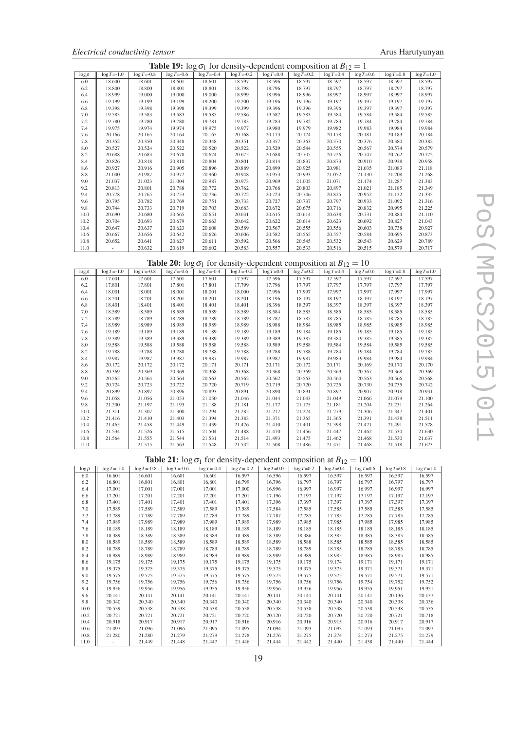**Table 19:** $\log\sigma_1$ for density-dependent composition at $B_{12} = 1$

| $\log\rho$ | $\log T$=-1.0 | $\log T$=-0.8 | $\log T$=-0.6 | $\log T$=-0.4 | $\log T$=-0.2 | $\log T$=0.0 | $\log T$=0.2 | $\log T$=0.4 | $\log T$=0.6 | $\log T$=0.8 | $\log T$=1.0 |
|---|---|---|---|---|---|---|---|---|---|---|---|
| 6.0 | 18.600 | 18.601 | 18.601 | 18.601 | 18.597 | 18.596 | 18.597 | 18.597 | 18.597 | 18.597 | 18.597 |
| 6.2 | 18.800 | 18.800 | 18.801 | 18.801 | 18.798 | 18.796 | 18.797 | 18.797 | 18.797 | 18.797 | 18.797 |
| 6.4 | 18.999 | 19.000 | 19.000 | 19.000 | 18.999 | 18.996 | 18.996 | 18.997 | 18.997 | 18.997 | 18.997 |
| 6.6 | 19.199 | 19.199 | 19.199 | 19.200 | 19.200 | 19.196 | 19.196 | 19.197 | 19.197 | 19.197 | 19.196 |
| 6.8 | 19.398 | 19.398 | 19.398 | 19.399 | 19.399 | 19.396 | 19.396 | 19.396 | 19.397 | 19.397 | 19.397 |
| 7.0 | 19.583 | 19.583 | 19.583 | 19.585 | 19.586 | 19.582 | 19.583 | 19.584 | 19.584 | 19.584 | 19.585 |
| 7.2 | 19.780 | 19.780 | 19.780 | 19.781 | 19.783 | 19.783 | 19.782 | 19.783 | 19.784 | 19.784 | 19.784 |
| 7.4 | 19.975 | 19.974 | 19.974 | 19.975 | 19.977 | 19.980 | 19.979 | 19.982 | 19.983 | 19.984 | 19.984 |
| 7.6 | 20.166 | 20.165 | 20.164 | 20.165 | 20.168 | 20.173 | 20.174 | 20.178 | 20.181 | 20.183 | 20.184 |
| 7.8 | 20.352 | 20.350 | 20.348 | 20.348 | 20.351 | 20.357 | 20.363 | 20.370 | 20.376 | 20.380 | 20.382 |
| 8.0 | 20.527 | 20.524 | 20.522 | 20.520 | 20.522 | 20.529 | 20.544 | 20.555 | 20.567 | 20.574 | 20.579 |
| 8.2 | 20.688 | 20.683 | 20.678 | 20.674 | 20.675 | 20.688 | 20.705 | 20.726 | 20.747 | 20.762 | 20.772 |
| 8.4 | 20.826 | 20.818 | 20.810 | 20.804 | 20.801 | 20.814 | 20.837 | 20.873 | 20.910 | 20.938 | 20.958 |
| 8.6 | 20.927 | 20.916 | 20.905 | 20.896 | 20.889 | 20.899 | 20.925 | 20.981 | 21.035 | 21.083 | 21.118 |
| 8.8 | 21.000 | 20.987 | 20.972 | 20.960 | 20.948 | 20.953 | 20.993 | 21.052 | 21.130 | 21.208 | 21.268 |
| 9.0 | 21.037 | 21.023 | 21.004 | 20.987 | 20.973 | 20.969 | 21.005 | 21.071 | 21.174 | 21.287 | 21.383 |
| 9.2 | 20.813 | 20.801 | 20.788 | 20.772 | 20.762 | 20.768 | 20.803 | 20.897 | 21.021 | 21.185 | 21.349 |
| 9.4 | 20.778 | 20.765 | 20.753 | 20.736 | 20.722 | 20.723 | 20.746 | 20.825 | 20.952 | 21.132 | 21.335 |
| 9.6 | 20.795 | 20.782 | 20.769 | 20.751 | 20.733 | 20.727 | 20.737 | 20.797 | 20.933 | 21.092 | 21.316 |
| 9.8 | 20.744 | 20.733 | 20.719 | 20.703 | 20.683 | 20.672 | 20.675 | 20.716 | 20.832 | 20.995 | 21.225 |
| 10.0 | 20.690 | 20.680 | 20.665 | 20.651 | 20.631 | 20.615 | 20.614 | 20.638 | 20.731 | 20.884 | 21.110 |
| 10.2 | 20.704 | 20.693 | 20.679 | 20.663 | 20.642 | 20.622 | 20.614 | 20.623 | 20.692 | 20.827 | 21.043 |
| 10.4 | 20.647 | 20.637 | 20.623 | 20.608 | 20.589 | 20.567 | 20.555 | 20.556 | 20.603 | 20.738 | 20.927 |
| 10.6 | 20.667 | 20.656 | 20.642 | 20.626 | 20.606 | 20.582 | 20.565 | 20.557 | 20.584 | 20.695 | 20.873 |
| 10.8 | 20.652 | 20.641 | 20.627 | 20.611 | 20.592 | 20.566 | 20.545 | 20.532 | 20.543 | 20.629 | 20.789 |
| 11.0 | - | 20.632 | 20.619 | 20.602 | 20.583 | 20.557 | 20.533 | 20.516 | 20.515 | 20.579 | 20.717 |

**Table 20:** $\log\sigma_1$ for density-dependent composition at $B_{12} = 10$

| $\log\rho$ | $\log T$=-1.0 | $\log T$=-0.8 | $\log T$=-0.6 | $\log T$=-0.4 | $\log T$=-0.2 | $\log T$=0.0 | $\log T$=0.2 | $\log T$=0.4 | $\log T$=0.6 | $\log T$=0.8 | $\log T$=1.0 |
|---|---|---|---|---|---|---|---|---|---|---|---|
| 6.0 | 17.601 | 17.601 | 17.601 | 17.601 | 17.597 | 17.596 | 17.597 | 17.597 | 17.597 | 17.597 | 17.597 |
| 6.2 | 17.801 | 17.801 | 17.801 | 17.801 | 17.799 | 17.796 | 17.797 | 17.797 | 17.797 | 17.797 | 17.797 |
| 6.4 | 18.001 | 18.001 | 18.001 | 18.001 | 18.000 | 17.996 | 17.997 | 17.997 | 17.997 | 17.997 | 17.997 |
| 6.6 | 18.201 | 18.201 | 18.201 | 18.201 | 18.201 | 18.196 | 18.197 | 18.197 | 18.197 | 18.197 | 18.197 |
| 6.8 | 18.401 | 18.401 | 18.401 | 18.401 | 18.401 | 18.396 | 18.397 | 18.397 | 18.397 | 18.397 | 18.397 |
| 7.0 | 18.589 | 18.589 | 18.589 | 18.589 | 18.589 | 18.584 | 18.585 | 18.585 | 18.585 | 18.585 | 18.585 |
| 7.2 | 18.789 | 18.789 | 18.789 | 18.789 | 18.789 | 18.787 | 18.785 | 18.785 | 18.785 | 18.785 | 18.785 |
| 7.4 | 18.989 | 18.989 | 18.989 | 18.989 | 18.989 | 18.988 | 18.984 | 18.985 | 18.985 | 18.985 | 18.985 |
| 7.6 | 19.189 | 19.189 | 19.189 | 19.189 | 19.189 | 19.189 | 19.184 | 19.185 | 19.185 | 19.185 | 19.185 |
| 7.8 | 19.389 | 19.389 | 19.389 | 19.389 | 19.389 | 19.389 | 19.385 | 19.384 | 19.385 | 19.385 | 19.385 |
| 8.0 | 19.588 | 19.588 | 19.588 | 19.588 | 19.588 | 19.589 | 19.588 | 19.584 | 19.584 | 19.585 | 19.585 |
| 8.2 | 19.788 | 19.788 | 19.788 | 19.788 | 19.788 | 19.788 | 19.788 | 19.784 | 19.784 | 19.784 | 19.785 |
| 8.4 | 19.987 | 19.987 | 19.987 | 19.987 | 19.987 | 19.987 | 19.987 | 19.983 | 19.984 | 19.984 | 19.984 |
| 8.6 | 20.172 | 20.172 | 20.172 | 20.171 | 20.171 | 20.171 | 20.172 | 20.171 | 20.169 | 20.170 | 20.170 |
| 8.8 | 20.369 | 20.369 | 20.369 | 20.368 | 20.368 | 20.368 | 20.369 | 20.369 | 20.367 | 20.368 | 20.369 |
| 9.0 | 20.565 | 20.564 | 20.564 | 20.563 | 20.562 | 20.562 | 20.563 | 20.564 | 20.563 | 20.566 | 20.568 |
| 9.2 | 20.724 | 20.723 | 20.722 | 20.720 | 20.719 | 20.719 | 20.720 | 20.725 | 20.730 | 20.735 | 20.742 |
| 9.4 | 20.899 | 20.897 | 20.896 | 20.893 | 20.891 | 20.890 | 20.891 | 20.897 | 20.907 | 20.918 | 20.931 |
| 9.6 | 21.058 | 21.056 | 21.053 | 21.050 | 21.046 | 21.044 | 21.043 | 21.049 | 21.066 | 21.079 | 21.100 |
| 9.8 | 21.200 | 21.197 | 21.193 | 21.188 | 21.181 | 21.177 | 21.175 | 21.181 | 21.204 | 21.231 | 21.264 |
| 10.0 | 21.311 | 21.307 | 21.300 | 21.294 | 21.285 | 21.277 | 21.274 | 21.279 | 21.306 | 21.347 | 21.401 |
| 10.2 | 21.416 | 21.410 | 21.403 | 21.394 | 21.383 | 21.371 | 21.365 | 21.365 | 21.391 | 21.438 | 21.511 |
| 10.4 | 21.465 | 21.458 | 21.449 | 21.439 | 21.426 | 21.410 | 21.401 | 21.398 | 21.421 | 21.491 | 21.578 |
| 10.6 | 21.534 | 21.526 | 21.515 | 21.504 | 21.488 | 21.470 | 21.456 | 21.447 | 21.462 | 21.530 | 21.630 |
| 10.8 | 21.564 | 21.555 | 21.544 | 21.531 | 21.514 | 21.493 | 21.475 | 21.462 | 21.468 | 21.530 | 21.637 |
| 11.0 | - | 21.575 | 21.563 | 21.548 | 21.532 | 21.508 | 21.486 | 21.471 | 21.468 | 21.518 | 21.623 |

**Table 21:** $\log\sigma_1$ for density-dependent composition at $B_{12} = 100$

| $\log\rho$ | $\log T$=-1.0 | $\log T$=-0.8 | $\log T$=-0.6 | $\log T$=-0.4 | $\log T$=-0.2 | $\log T$=0.0 | $\log T$=0.2 | $\log T$=0.4 | $\log T$=0.6 | $\log T$=0.8 | $\log T$=1.0 |
|---|---|---|---|---|---|---|---|---|---|---|---|
| 6.0 | 16.601 | 16.601 | 16.601 | 16.601 | 16.597 | 16.596 | 16.597 | 16.597 | 16.597 | 16.597 | 16.597 |
| 6.2 | 16.801 | 16.801 | 16.801 | 16.801 | 16.799 | 16.796 | 16.797 | 16.797 | 16.797 | 16.797 | 16.797 |
| 6.4 | 17.001 | 17.001 | 17.001 | 17.001 | 17.000 | 16.996 | 16.997 | 16.997 | 16.997 | 16.997 | 16.997 |
| 6.6 | 17.201 | 17.201 | 17.201 | 17.201 | 17.201 | 17.196 | 17.197 | 17.197 | 17.197 | 17.197 | 17.197 |
| 6.8 | 17.401 | 17.401 | 17.401 | 17.401 | 17.401 | 17.396 | 17.397 | 17.397 | 17.397 | 17.397 | 17.397 |
| 7.0 | 17.589 | 17.589 | 17.589 | 17.589 | 17.589 | 17.584 | 17.585 | 17.585 | 17.585 | 17.585 | 17.585 |
| 7.2 | 17.789 | 17.789 | 17.789 | 17.789 | 17.789 | 17.787 | 17.785 | 17.785 | 17.785 | 17.785 | 17.785 |
| 7.4 | 17.989 | 17.989 | 17.989 | 17.989 | 17.989 | 17.989 | 17.985 | 17.985 | 17.985 | 17.985 | 17.985 |
| 7.6 | 18.189 | 18.189 | 18.189 | 18.189 | 18.189 | 18.189 | 18.185 | 18.185 | 18.185 | 18.185 | 18.185 |
| 7.8 | 18.389 | 18.389 | 18.389 | 18.389 | 18.389 | 18.389 | 18.386 | 18.385 | 18.385 | 18.385 | 18.385 |
| 8.0 | 18.589 | 18.589 | 18.589 | 18.589 | 18.589 | 18.589 | 18.588 | 18.585 | 18.585 | 18.585 | 18.585 |
| 8.2 | 18.789 | 18.789 | 18.789 | 18.789 | 18.789 | 18.789 | 18.789 | 18.785 | 18.785 | 18.785 | 18.785 |
| 8.4 | 18.989 | 18.989 | 18.989 | 18.989 | 18.989 | 18.989 | 18.989 | 18.985 | 18.985 | 18.985 | 18.985 |
| 8.6 | 19.175 | 19.175 | 19.175 | 19.175 | 19.175 | 19.175 | 19.175 | 19.174 | 19.171 | 19.171 | 19.171 |
| 8.8 | 19.375 | 19.375 | 19.375 | 19.375 | 19.375 | 19.375 | 19.375 | 19.375 | 19.371 | 19.371 | 19.371 |
| 9.0 | 19.575 | 19.575 | 19.575 | 19.575 | 19.575 | 19.575 | 19.575 | 19.575 | 19.571 | 19.571 | 19.571 |
| 9.2 | 19.756 | 19.756 | 19.756 | 19.756 | 19.756 | 19.756 | 19.756 | 19.756 | 19.754 | 19.752 | 19.752 |
| 9.4 | 19.956 | 19.956 | 19.956 | 19.955 | 19.956 | 19.956 | 19.956 | 19.956 | 19.955 | 19.951 | 19.951 |
| 9.6 | 20.141 | 20.141 | 20.141 | 20.141 | 20.141 | 20.141 | 20.141 | 20.141 | 20.141 | 20.136 | 20.137 |
| 9.8 | 20.340 | 20.340 | 20.340 | 20.340 | 20.340 | 20.340 | 20.340 | 20.340 | 20.340 | 20.338 | 20.336 |
| 10.0 | 20.539 | 20.538 | 20.538 | 20.538 | 20.538 | 20.538 | 20.538 | 20.538 | 20.538 | 20.538 | 20.535 |
| 10.2 | 20.721 | 20.721 | 20.721 | 20.721 | 20.720 | 20.720 | 20.720 | 20.720 | 20.720 | 20.721 | 20.718 |
| 10.4 | 20.918 | 20.917 | 20.917 | 20.917 | 20.916 | 20.916 | 20.916 | 20.915 | 20.916 | 20.917 | 20.917 |
| 10.6 | 21.097 | 21.096 | 21.096 | 21.095 | 21.095 | 21.094 | 21.093 | 21.093 | 21.093 | 21.095 | 21.097 |
| 10.8 | 21.280 | 21.280 | 21.279 | 21.279 | 21.278 | 21.276 | 21.275 | 21.274 | 21.273 | 21.275 | 21.279 |
| 11.0 | - | 21.449 | 21.448 | 21.447 | 21.446 | 21.444 | 21.442 | 21.440 | 21.438 | 21.440 | 21.444 |